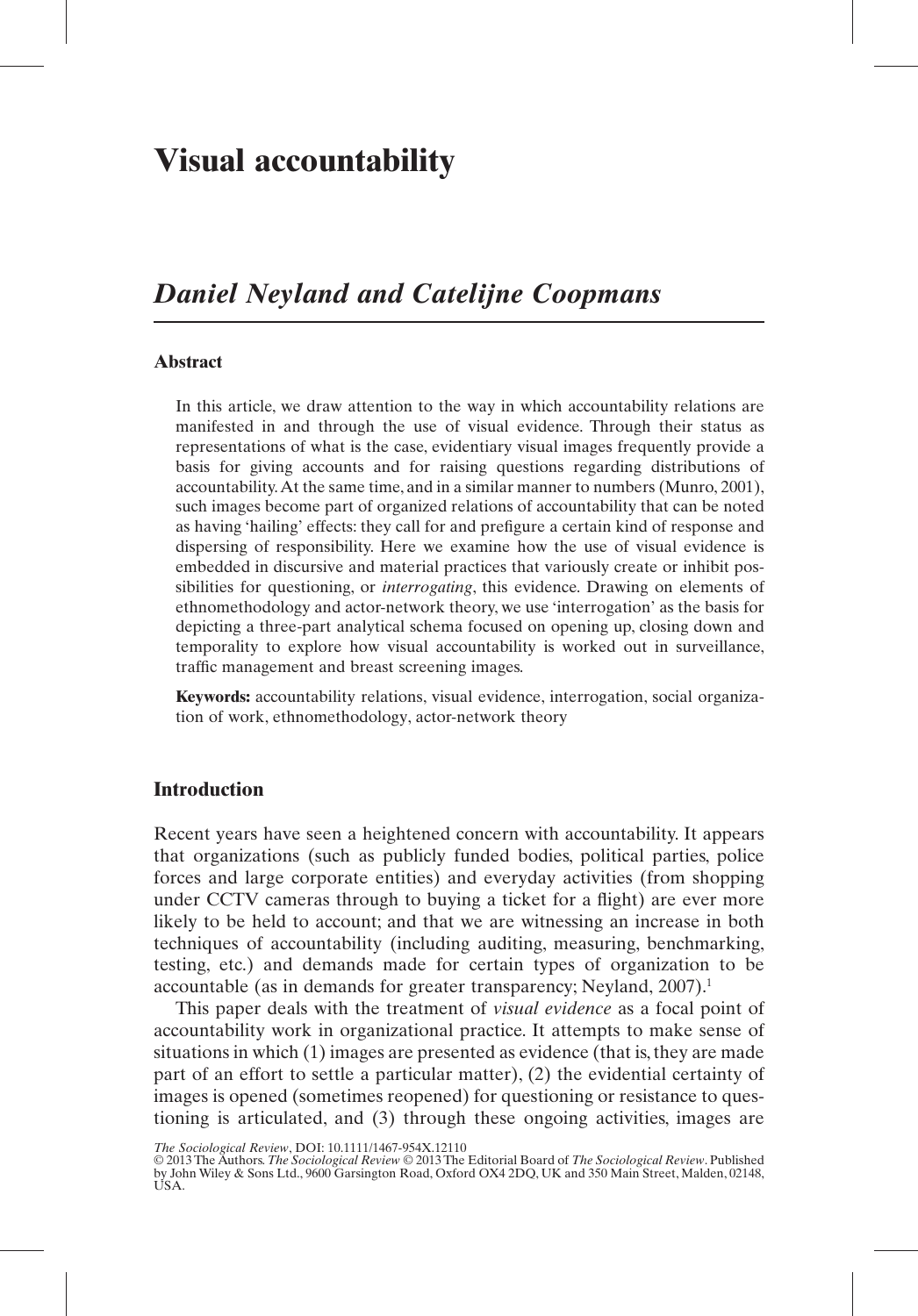# Visual accountability

## *Daniel Neyland and Catelijne Coopmans*

### Abstract

In this article, we draw attention to the way in which accountability relations are manifested in and through the use of visual evidence. Through their status as representations of what is the case, evidentiary visual images frequently provide a basis for giving accounts and for raising questions regarding distributions of accountability. At the same time, and in a similar manner to numbers (Munro, 2001), such images become part of organized relations of accountability that can be noted as having 'hailing' effects: they call for and prefigure a certain kind of response and dispersing of responsibility. Here we examine how the use of visual evidence is embedded in discursive and material practices that variously create or inhibit possibilities for questioning, or *interrogating*, this evidence. Drawing on elements of ethnomethodology and actor-network theory, we use 'interrogation' as the basis for depicting a three-part analytical schema focused on opening up, closing down and temporality to explore how visual accountability is worked out in surveillance, traffic management and breast screening images.

**Keywords:** accountability relations, visual evidence, interrogation, social organization of work, ethnomethodology, actor-network theory

### Introduction

Recent years have seen a heightened concern with accountability. It appears that organizations (such as publicly funded bodies, political parties, police forces and large corporate entities) and everyday activities (from shopping under CCTV cameras through to buying a ticket for a flight) are ever more likely to be held to account; and that we are witnessing an increase in both techniques of accountability (including auditing, measuring, benchmarking, testing, etc.) and demands made for certain types of organization to be accountable (as in demands for greater transparency; Neyland, 2007).[1]

This paper deals with the treatment of *visual evidence* as a focal point of accountability work in organizational practice. It attempts to make sense of situations in which (1) images are presented as evidence (that is, they are made part of an effort to settle a particular matter), (2) the evidential certainty of images is opened (sometimes reopened) for questioning or resistance to questioning is articulated, and (3) through these ongoing activities, images are

*The Sociological Review*, DOI: 10.1111/1467-954X.12110
© 2013 The Authors. *The Sociological Review* © 2013 The Editorial Board of *The Sociological Review*. Published by John Wiley & Sons Ltd., 9600 Garsington Road, Oxford OX4 2DQ, UK and 350 Main Street, Malden, 02148, USA.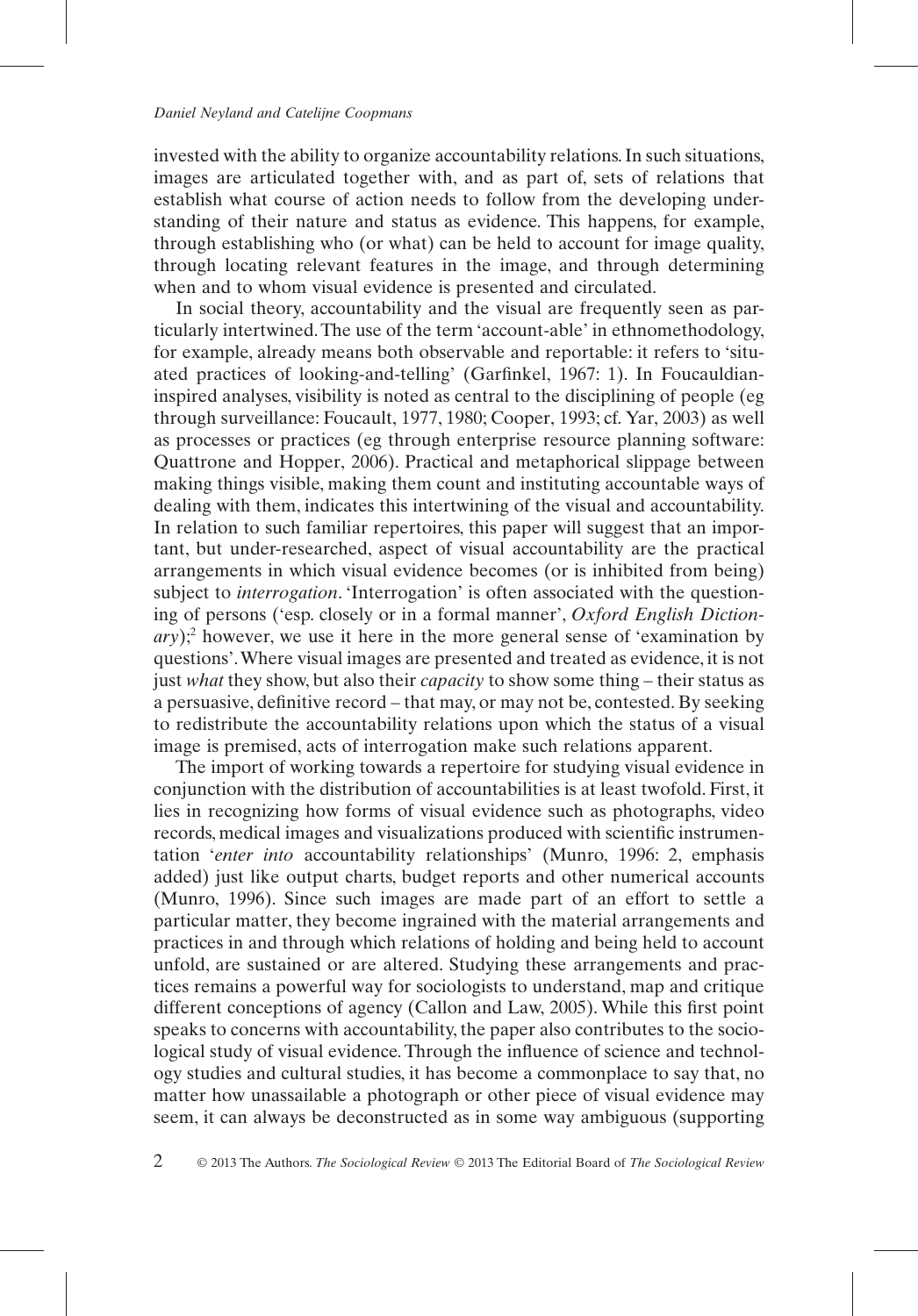invested with the ability to organize accountability relations. In such situations, images are articulated together with, and as part of, sets of relations that establish what course of action needs to follow from the developing understanding of their nature and status as evidence. This happens, for example, through establishing who (or what) can be held to account for image quality, through locating relevant features in the image, and through determining when and to whom visual evidence is presented and circulated.

In social theory, accountability and the visual are frequently seen as particularly intertwined. The use of the term 'account-able' in ethnomethodology, for example, already means both observable and reportable: it refers to 'situated practices of looking-and-telling' (Garfinkel, 1967: 1). In Foucauldian-inspired analyses, visibility is noted as central to the disciplining of people (eg through surveillance: Foucault, 1977, 1980; Cooper, 1993; cf. Yar, 2003) as well as processes or practices (eg through enterprise resource planning software: Quattrone and Hopper, 2006). Practical and metaphorical slippage between making things visible, making them count and instituting accountable ways of dealing with them, indicates this intertwining of the visual and accountability. In relation to such familiar repertoires, this paper will suggest that an important, but under-researched, aspect of visual accountability are the practical arrangements in which visual evidence becomes (or is inhibited from being) subject to *interrogation*. 'Interrogation' is often associated with the questioning of persons ('esp. closely or in a formal manner', *Oxford English Dictionary*);[2] however, we use it here in the more general sense of 'examination by questions'. Where visual images are presented and treated as evidence, it is not just *what* they show, but also their *capacity* to show some thing – their status as a persuasive, definitive record – that may, or may not be, contested. By seeking to redistribute the accountability relations upon which the status of a visual image is premised, acts of interrogation make such relations apparent.

The import of working towards a repertoire for studying visual evidence in conjunction with the distribution of accountabilities is at least twofold. First, it lies in recognizing how forms of visual evidence such as photographs, video records, medical images and visualizations produced with scientific instrumentation '*enter into* accountability relationships' (Munro, 1996: 2, emphasis added) just like output charts, budget reports and other numerical accounts (Munro, 1996). Since such images are made part of an effort to settle a particular matter, they become ingrained with the material arrangements and practices in and through which relations of holding and being held to account unfold, are sustained or are altered. Studying these arrangements and practices remains a powerful way for sociologists to understand, map and critique different conceptions of agency (Callon and Law, 2005). While this first point speaks to concerns with accountability, the paper also contributes to the sociological study of visual evidence. Through the influence of science and technology studies and cultural studies, it has become a commonplace to say that, no matter how unassailable a photograph or other piece of visual evidence may seem, it can always be deconstructed as in some way ambiguous (supporting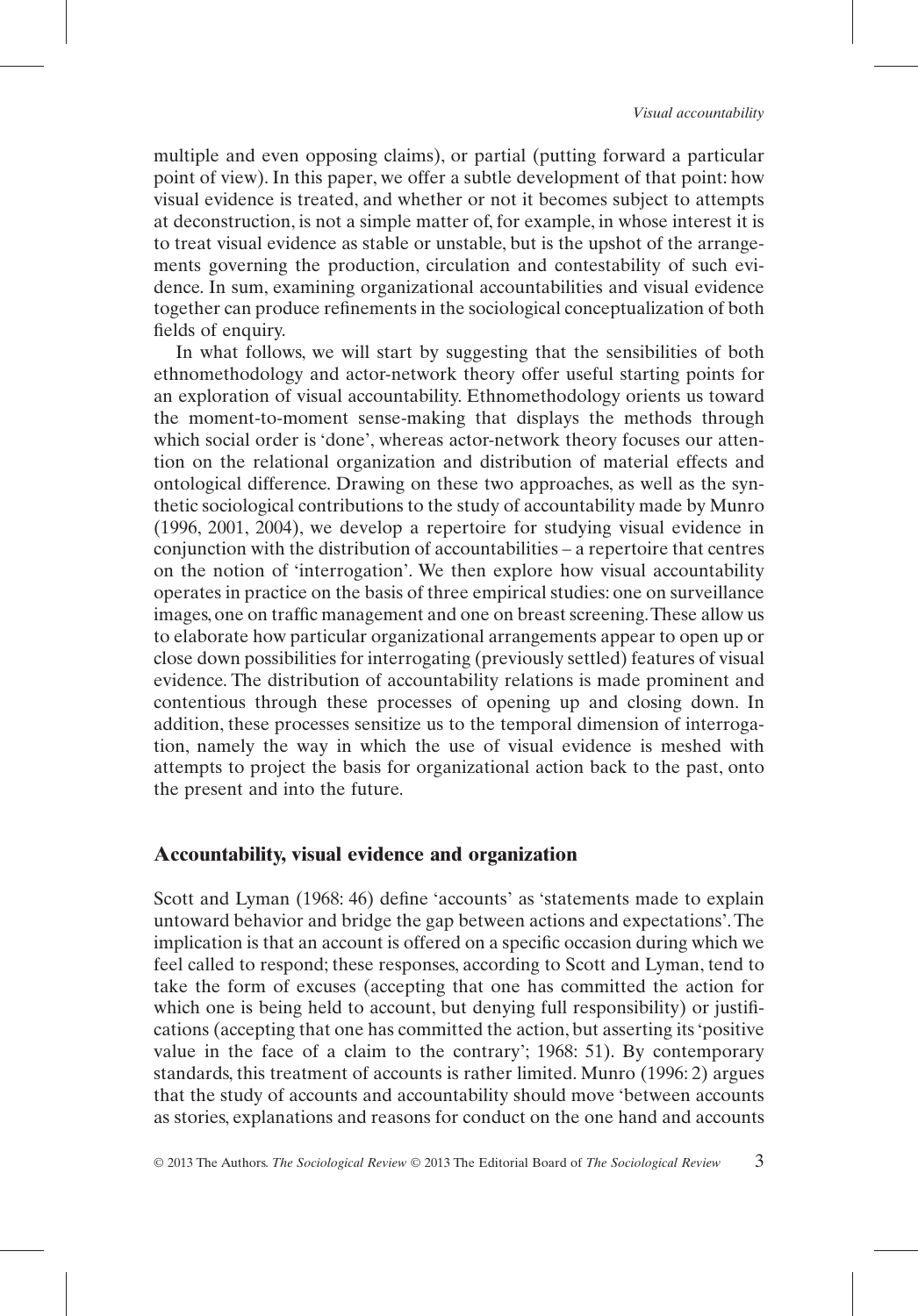multiple and even opposing claims), or partial (putting forward a particular point of view). In this paper, we offer a subtle development of that point: how visual evidence is treated, and whether or not it becomes subject to attempts at deconstruction, is not a simple matter of, for example, in whose interest it is to treat visual evidence as stable or unstable, but is the upshot of the arrangements governing the production, circulation and contestability of such evidence. In sum, examining organizational accountabilities and visual evidence together can produce refinements in the sociological conceptualization of both fields of enquiry.

In what follows, we will start by suggesting that the sensibilities of both ethnomethodology and actor-network theory offer useful starting points for an exploration of visual accountability. Ethnomethodology orients us toward the moment-to-moment sense-making that displays the methods through which social order is 'done', whereas actor-network theory focuses our attention on the relational organization and distribution of material effects and ontological difference. Drawing on these two approaches, as well as the synthetic sociological contributions to the study of accountability made by Munro (1996, 2001, 2004), we develop a repertoire for studying visual evidence in conjunction with the distribution of accountabilities – a repertoire that centres on the notion of 'interrogation'. We then explore how visual accountability operates in practice on the basis of three empirical studies: one on surveillance images, one on traffic management and one on breast screening. These allow us to elaborate how particular organizational arrangements appear to open up or close down possibilities for interrogating (previously settled) features of visual evidence. The distribution of accountability relations is made prominent and contentious through these processes of opening up and closing down. In addition, these processes sensitize us to the temporal dimension of interrogation, namely the way in which the use of visual evidence is meshed with attempts to project the basis for organizational action back to the past, onto the present and into the future.

## Accountability, visual evidence and organization

Scott and Lyman (1968: 46) define 'accounts' as 'statements made to explain untoward behavior and bridge the gap between actions and expectations'. The implication is that an account is offered on a specific occasion during which we feel called to respond; these responses, according to Scott and Lyman, tend to take the form of excuses (accepting that one has committed the action for which one is being held to account, but denying full responsibility) or justifications (accepting that one has committed the action, but asserting its 'positive value in the face of a claim to the contrary'; 1968: 51). By contemporary standards, this treatment of accounts is rather limited. Munro (1996: 2) argues that the study of accounts and accountability should move 'between accounts as stories, explanations and reasons for conduct on the one hand and accounts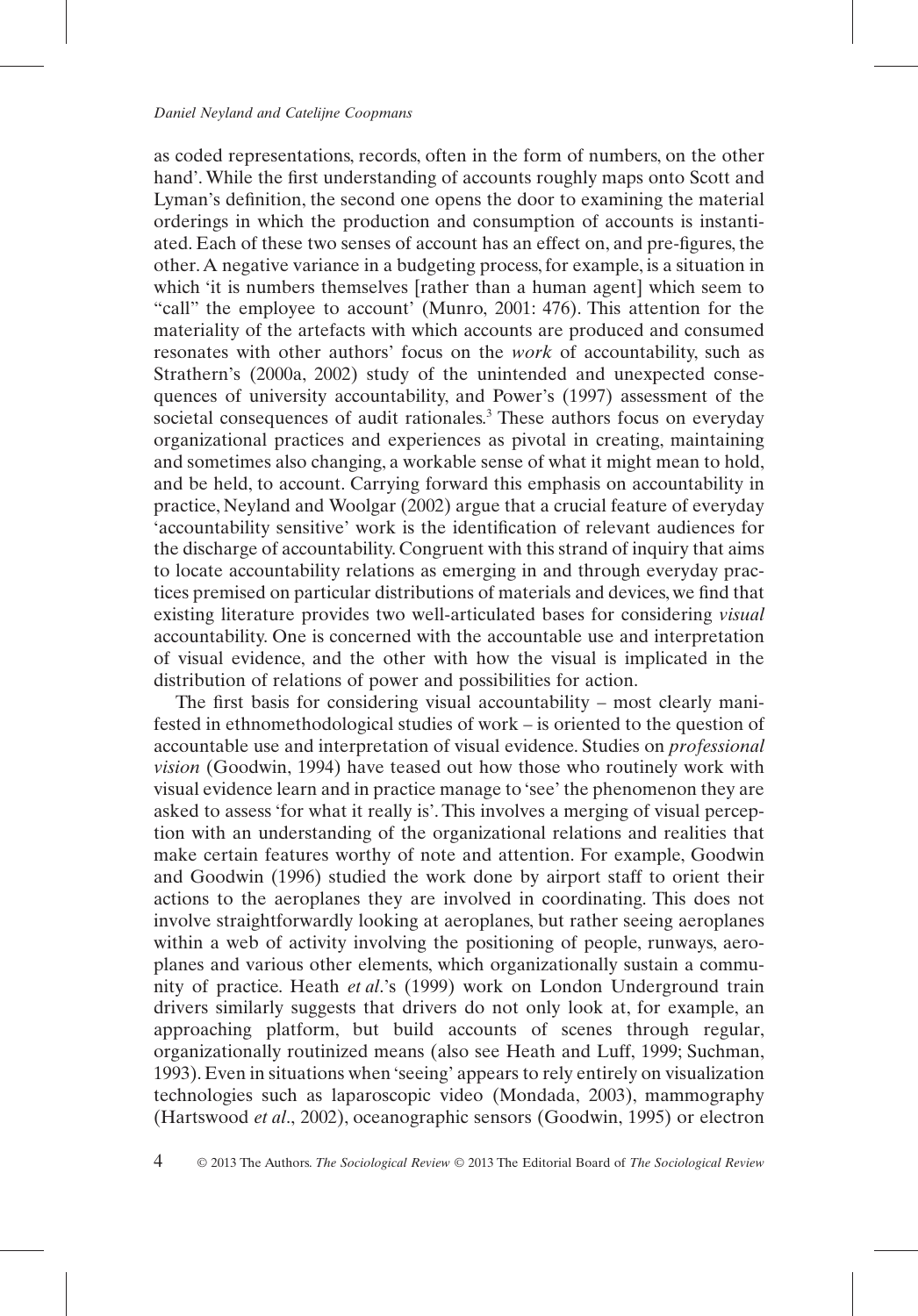as coded representations, records, often in the form of numbers, on the other hand'. While the first understanding of accounts roughly maps onto Scott and Lyman's definition, the second one opens the door to examining the material orderings in which the production and consumption of accounts is instantiated. Each of these two senses of account has an effect on, and pre-figures, the other. A negative variance in a budgeting process, for example, is a situation in which 'it is numbers themselves [rather than a human agent] which seem to "call" the employee to account' (Munro, 2001: 476). This attention for the materiality of the artefacts with which accounts are produced and consumed resonates with other authors' focus on the *work* of accountability, such as Strathern's (2000a, 2002) study of the unintended and unexpected consequences of university accountability, and Power's (1997) assessment of the societal consequences of audit rationales.[3] These authors focus on everyday organizational practices and experiences as pivotal in creating, maintaining and sometimes also changing, a workable sense of what it might mean to hold, and be held, to account. Carrying forward this emphasis on accountability in practice, Neyland and Woolgar (2002) argue that a crucial feature of everyday 'accountability sensitive' work is the identification of relevant audiences for the discharge of accountability. Congruent with this strand of inquiry that aims to locate accountability relations as emerging in and through everyday practices premised on particular distributions of materials and devices, we find that existing literature provides two well-articulated bases for considering *visual* accountability. One is concerned with the accountable use and interpretation of visual evidence, and the other with how the visual is implicated in the distribution of relations of power and possibilities for action.

The first basis for considering visual accountability – most clearly manifested in ethnomethodological studies of work – is oriented to the question of accountable use and interpretation of visual evidence. Studies on *professional vision* (Goodwin, 1994) have teased out how those who routinely work with visual evidence learn and in practice manage to 'see' the phenomenon they are asked to assess 'for what it really is'. This involves a merging of visual perception with an understanding of the organizational relations and realities that make certain features worthy of note and attention. For example, Goodwin and Goodwin (1996) studied the work done by airport staff to orient their actions to the aeroplanes they are involved in coordinating. This does not involve straightforwardly looking at aeroplanes, but rather seeing aeroplanes within a web of activity involving the positioning of people, runways, aeroplanes and various other elements, which organizationally sustain a community of practice. Heath *et al*.'s (1999) work on London Underground train drivers similarly suggests that drivers do not only look at, for example, an approaching platform, but build accounts of scenes through regular, organizationally routinized means (also see Heath and Luff, 1999; Suchman, 1993). Even in situations when 'seeing' appears to rely entirely on visualization technologies such as laparoscopic video (Mondada, 2003), mammography (Hartswood *et al*., 2002), oceanographic sensors (Goodwin, 1995) or electron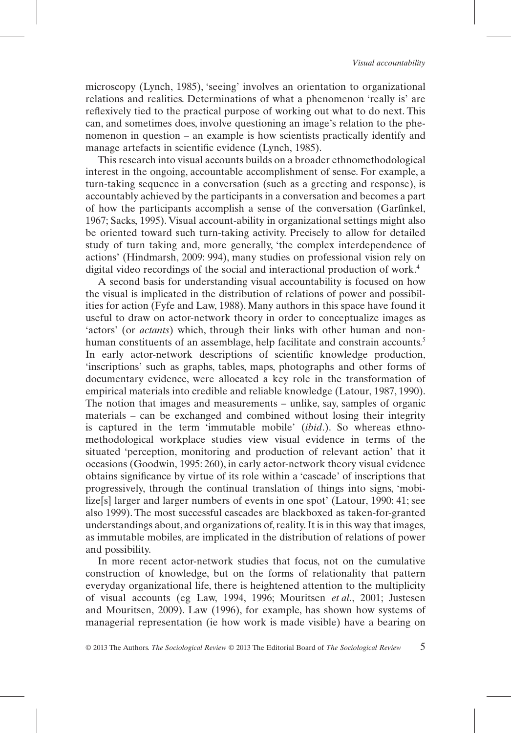microscopy (Lynch, 1985), 'seeing' involves an orientation to organizational relations and realities. Determinations of what a phenomenon 'really is' are reflexively tied to the practical purpose of working out what to do next. This can, and sometimes does, involve questioning an image's relation to the phenomenon in question – an example is how scientists practically identify and manage artefacts in scientific evidence (Lynch, 1985).

This research into visual accounts builds on a broader ethnomethodological interest in the ongoing, accountable accomplishment of sense. For example, a turn-taking sequence in a conversation (such as a greeting and response), is accountably achieved by the participants in a conversation and becomes a part of how the participants accomplish a sense of the conversation (Garfinkel, 1967; Sacks, 1995). Visual account-ability in organizational settings might also be oriented toward such turn-taking activity. Precisely to allow for detailed study of turn taking and, more generally, 'the complex interdependence of actions' (Hindmarsh, 2009: 994), many studies on professional vision rely on digital video recordings of the social and interactional production of work.[4]

A second basis for understanding visual accountability is focused on how the visual is implicated in the distribution of relations of power and possibilities for action (Fyfe and Law, 1988). Many authors in this space have found it useful to draw on actor-network theory in order to conceptualize images as 'actors' (or *actants*) which, through their links with other human and non-human constituents of an assemblage, help facilitate and constrain accounts.[5] In early actor-network descriptions of scientific knowledge production, 'inscriptions' such as graphs, tables, maps, photographs and other forms of documentary evidence, were allocated a key role in the transformation of empirical materials into credible and reliable knowledge (Latour, 1987, 1990). The notion that images and measurements – unlike, say, samples of organic materials – can be exchanged and combined without losing their integrity is captured in the term 'immutable mobile' (*ibid*.). So whereas ethnomethodological workplace studies view visual evidence in terms of the situated 'perception, monitoring and production of relevant action' that it occasions (Goodwin, 1995: 260), in early actor-network theory visual evidence obtains significance by virtue of its role within a 'cascade' of inscriptions that progressively, through the continual translation of things into signs, 'mobilize[s] larger and larger numbers of events in one spot' (Latour, 1990: 41; see also 1999). The most successful cascades are blackboxed as taken-for-granted understandings about, and organizations of, reality. It is in this way that images, as immutable mobiles, are implicated in the distribution of relations of power and possibility.

In more recent actor-network studies that focus, not on the cumulative construction of knowledge, but on the forms of relationality that pattern everyday organizational life, there is heightened attention to the multiplicity of visual accounts (eg Law, 1994, 1996; Mouritsen *et al*., 2001; Justesen and Mouritsen, 2009). Law (1996), for example, has shown how systems of managerial representation (ie how work is made visible) have a bearing on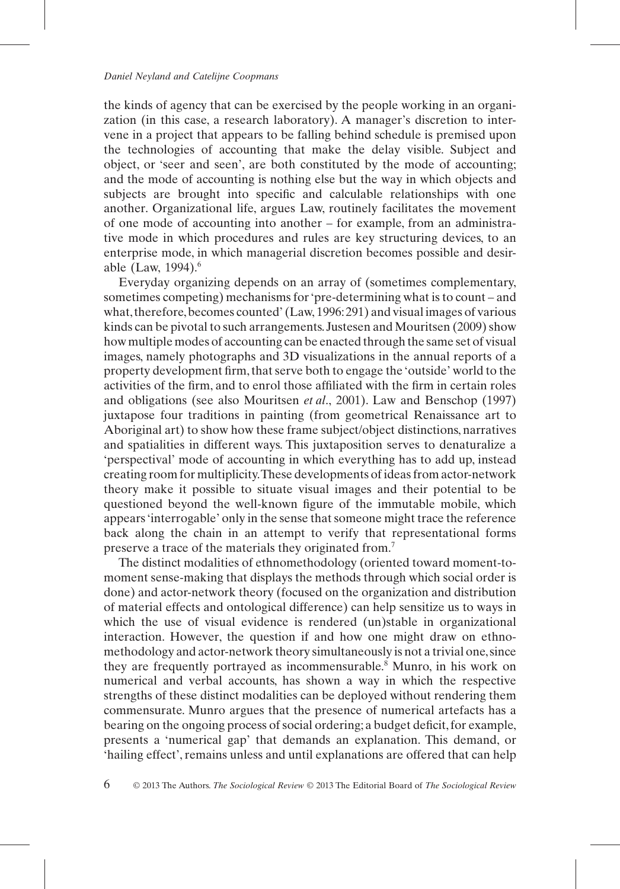the kinds of agency that can be exercised by the people working in an organization (in this case, a research laboratory). A manager's discretion to intervene in a project that appears to be falling behind schedule is premised upon the technologies of accounting that make the delay visible. Subject and object, or 'seer and seen', are both constituted by the mode of accounting; and the mode of accounting is nothing else but the way in which objects and subjects are brought into specific and calculable relationships with one another. Organizational life, argues Law, routinely facilitates the movement of one mode of accounting into another – for example, from an administrative mode in which procedures and rules are key structuring devices, to an enterprise mode, in which managerial discretion becomes possible and desirable (Law, 1994).[6]

Everyday organizing depends on an array of (sometimes complementary, sometimes competing) mechanisms for 'pre-determining what is to count – and what, therefore, becomes counted' (Law, 1996: 291) and visual images of various kinds can be pivotal to such arrangements. Justesen and Mouritsen (2009) show how multiple modes of accounting can be enacted through the same set of visual images, namely photographs and 3D visualizations in the annual reports of a property development firm, that serve both to engage the 'outside' world to the activities of the firm, and to enrol those affiliated with the firm in certain roles and obligations (see also Mouritsen *et al*., 2001). Law and Benschop (1997) juxtapose four traditions in painting (from geometrical Renaissance art to Aboriginal art) to show how these frame subject/object distinctions, narratives and spatialities in different ways. This juxtaposition serves to denaturalize a 'perspectival' mode of accounting in which everything has to add up, instead creating room for multiplicity. These developments of ideas from actor-network theory make it possible to situate visual images and their potential to be questioned beyond the well-known figure of the immutable mobile, which appears 'interrogable' only in the sense that someone might trace the reference back along the chain in an attempt to verify that representational forms preserve a trace of the materials they originated from.[7]

The distinct modalities of ethnomethodology (oriented toward moment-to-moment sense-making that displays the methods through which social order is done) and actor-network theory (focused on the organization and distribution of material effects and ontological difference) can help sensitize us to ways in which the use of visual evidence is rendered (un)stable in organizational interaction. However, the question if and how one might draw on ethnomethodology and actor-network theory simultaneously is not a trivial one, since they are frequently portrayed as incommensurable.[8] Munro, in his work on numerical and verbal accounts, has shown a way in which the respective strengths of these distinct modalities can be deployed without rendering them commensurate. Munro argues that the presence of numerical artefacts has a bearing on the ongoing process of social ordering; a budget deficit, for example, presents a 'numerical gap' that demands an explanation. This demand, or 'hailing effect', remains unless and until explanations are offered that can help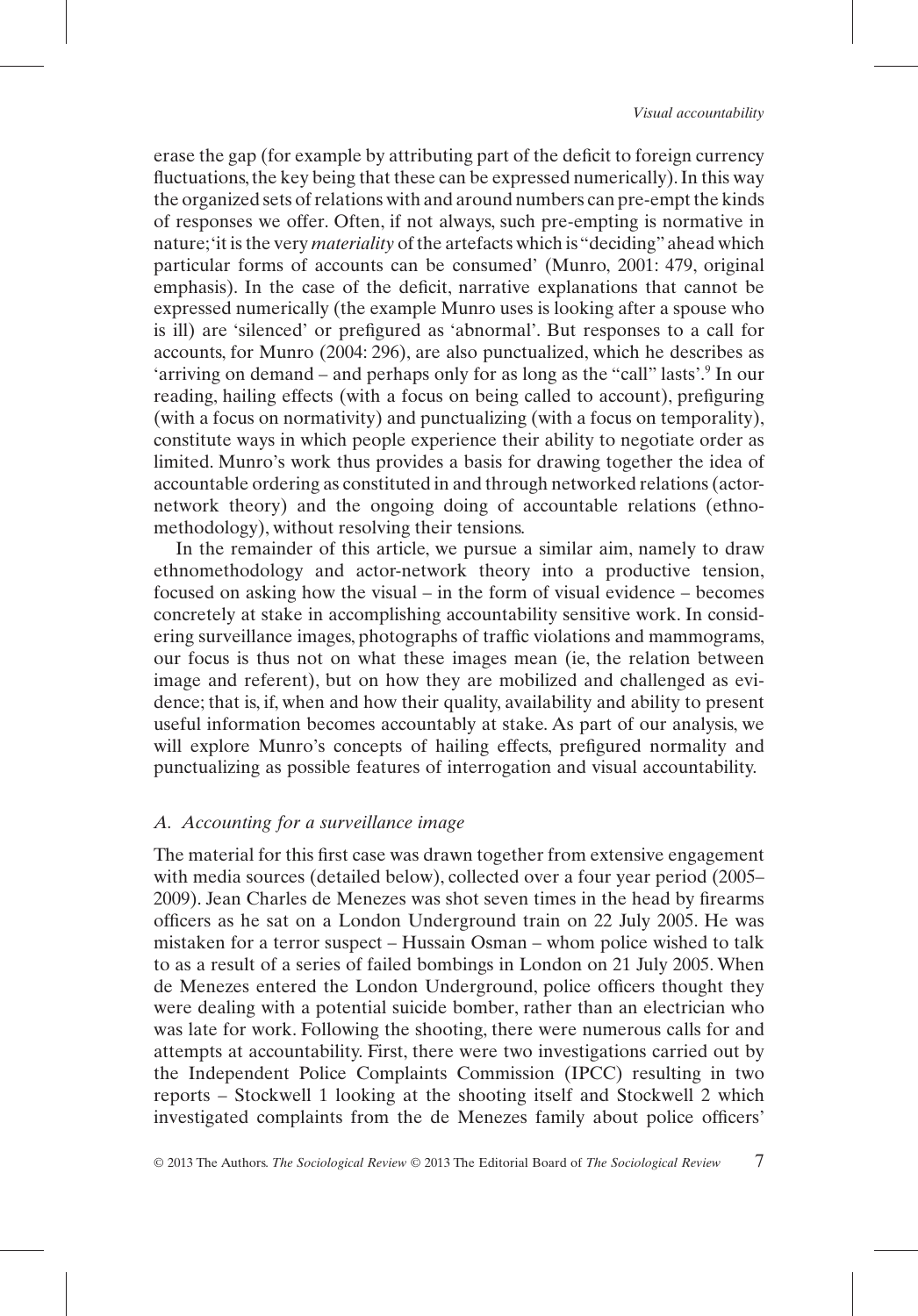erase the gap (for example by attributing part of the deficit to foreign currency fluctuations, the key being that these can be expressed numerically). In this way the organized sets of relations with and around numbers can pre-empt the kinds of responses we offer. Often, if not always, such pre-empting is normative in nature; 'it is the very *materiality* of the artefacts which is "deciding" ahead which particular forms of accounts can be consumed' (Munro, 2001: 479, original emphasis). In the case of the deficit, narrative explanations that cannot be expressed numerically (the example Munro uses is looking after a spouse who is ill) are 'silenced' or prefigured as 'abnormal'. But responses to a call for accounts, for Munro (2004: 296), are also punctualized, which he describes as 'arriving on demand – and perhaps only for as long as the "call" lasts'.[9] In our reading, hailing effects (with a focus on being called to account), prefiguring (with a focus on normativity) and punctualizing (with a focus on temporality), constitute ways in which people experience their ability to negotiate order as limited. Munro's work thus provides a basis for drawing together the idea of accountable ordering as constituted in and through networked relations (actor-network theory) and the ongoing doing of accountable relations (ethnomethodology), without resolving their tensions.

In the remainder of this article, we pursue a similar aim, namely to draw ethnomethodology and actor-network theory into a productive tension, focused on asking how the visual – in the form of visual evidence – becomes concretely at stake in accomplishing accountability sensitive work. In considering surveillance images, photographs of traffic violations and mammograms, our focus is thus not on what these images mean (ie, the relation between image and referent), but on how they are mobilized and challenged as evidence; that is, if, when and how their quality, availability and ability to present useful information becomes accountably at stake. As part of our analysis, we will explore Munro's concepts of hailing effects, prefigured normality and punctualizing as possible features of interrogation and visual accountability.

### *A. Accounting for a surveillance image*

The material for this first case was drawn together from extensive engagement with media sources (detailed below), collected over a four year period (2005–2009). Jean Charles de Menezes was shot seven times in the head by firearms officers as he sat on a London Underground train on 22 July 2005. He was mistaken for a terror suspect – Hussain Osman – whom police wished to talk to as a result of a series of failed bombings in London on 21 July 2005. When de Menezes entered the London Underground, police officers thought they were dealing with a potential suicide bomber, rather than an electrician who was late for work. Following the shooting, there were numerous calls for and attempts at accountability. First, there were two investigations carried out by the Independent Police Complaints Commission (IPCC) resulting in two reports – Stockwell 1 looking at the shooting itself and Stockwell 2 which investigated complaints from the de Menezes family about police officers'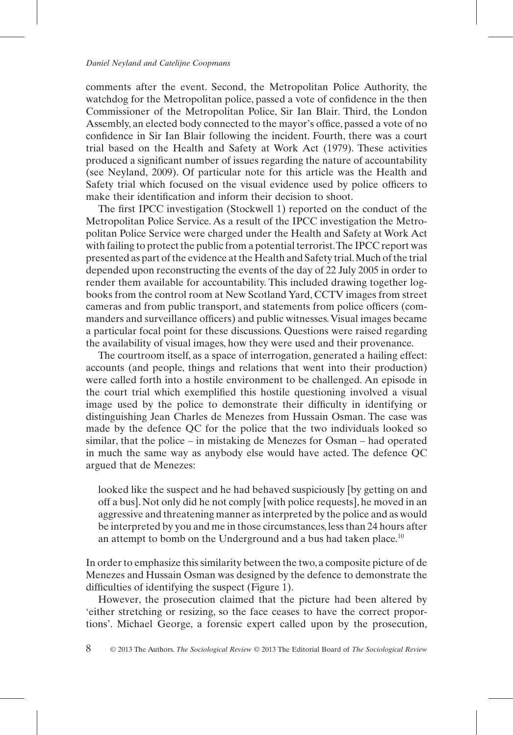comments after the event. Second, the Metropolitan Police Authority, the watchdog for the Metropolitan police, passed a vote of confidence in the then Commissioner of the Metropolitan Police, Sir Ian Blair. Third, the London Assembly, an elected body connected to the mayor's office, passed a vote of no confidence in Sir Ian Blair following the incident. Fourth, there was a court trial based on the Health and Safety at Work Act (1979). These activities produced a significant number of issues regarding the nature of accountability (see Neyland, 2009). Of particular note for this article was the Health and Safety trial which focused on the visual evidence used by police officers to make their identification and inform their decision to shoot.

The first IPCC investigation (Stockwell 1) reported on the conduct of the Metropolitan Police Service. As a result of the IPCC investigation the Metropolitan Police Service were charged under the Health and Safety at Work Act with failing to protect the public from a potential terrorist. The IPCC report was presented as part of the evidence at the Health and Safety trial. Much of the trial depended upon reconstructing the events of the day of 22 July 2005 in order to render them available for accountability. This included drawing together logbooks from the control room at New Scotland Yard, CCTV images from street cameras and from public transport, and statements from police officers (commanders and surveillance officers) and public witnesses. Visual images became a particular focal point for these discussions. Questions were raised regarding the availability of visual images, how they were used and their provenance.

The courtroom itself, as a space of interrogation, generated a hailing effect: accounts (and people, things and relations that went into their production) were called forth into a hostile environment to be challenged. An episode in the court trial which exemplified this hostile questioning involved a visual image used by the police to demonstrate their difficulty in identifying or distinguishing Jean Charles de Menezes from Hussain Osman. The case was made by the defence QC for the police that the two individuals looked so similar, that the police – in mistaking de Menezes for Osman – had operated in much the same way as anybody else would have acted. The defence QC argued that de Menezes:

> looked like the suspect and he had behaved suspiciously [by getting on and off a bus]. Not only did he not comply [with police requests], he moved in an aggressive and threatening manner as interpreted by the police and as would be interpreted by you and me in those circumstances, less than 24 hours after an attempt to bomb on the Underground and a bus had taken place.[10]

In order to emphasize this similarity between the two, a composite picture of de Menezes and Hussain Osman was designed by the defence to demonstrate the difficulties of identifying the suspect (Figure 1).

However, the prosecution claimed that the picture had been altered by 'either stretching or resizing, so the face ceases to have the correct proportions'. Michael George, a forensic expert called upon by the prosecution,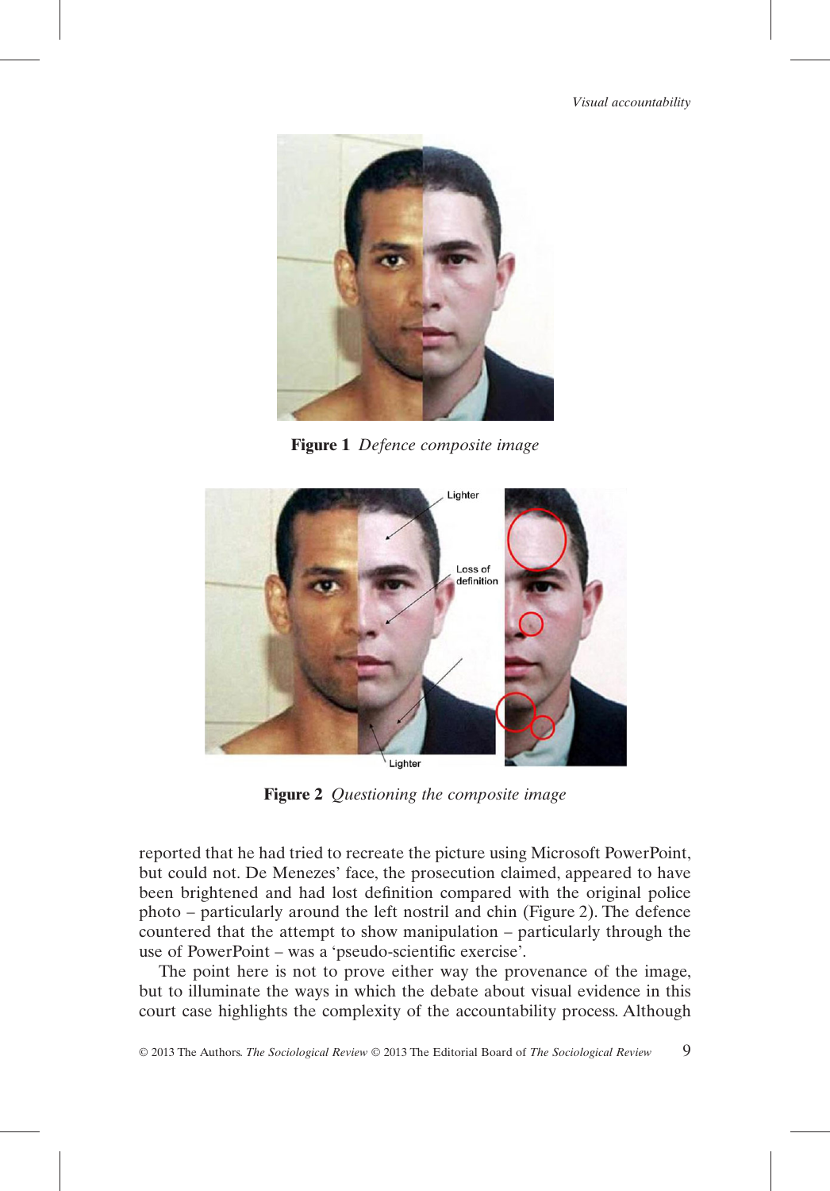**Figure 1** *Defence composite image*

**Figure 2** *Questioning the composite image*

reported that he had tried to recreate the picture using Microsoft PowerPoint, but could not. De Menezes' face, the prosecution claimed, appeared to have been brightened and had lost definition compared with the original police photo – particularly around the left nostril and chin (Figure 2). The defence countered that the attempt to show manipulation – particularly through the use of PowerPoint – was a 'pseudo-scientific exercise'.

The point here is not to prove either way the provenance of the image, but to illuminate the ways in which the debate about visual evidence in this court case highlights the complexity of the accountability process. Although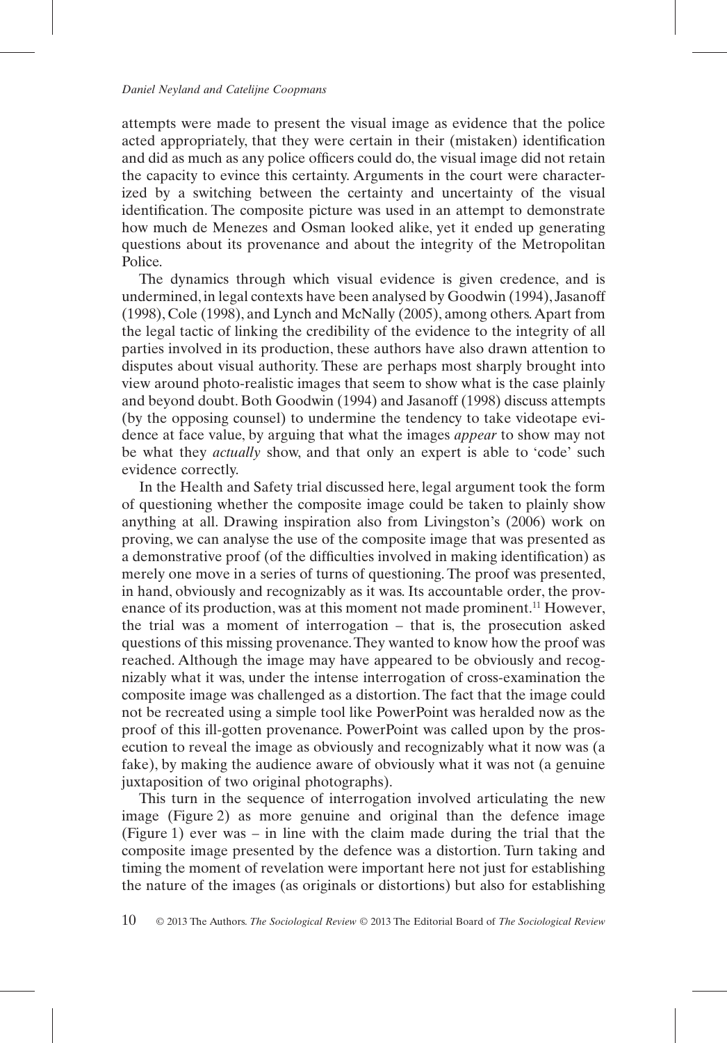attempts were made to present the visual image as evidence that the police acted appropriately, that they were certain in their (mistaken) identification and did as much as any police officers could do, the visual image did not retain the capacity to evince this certainty. Arguments in the court were characterized by a switching between the certainty and uncertainty of the visual identification. The composite picture was used in an attempt to demonstrate how much de Menezes and Osman looked alike, yet it ended up generating questions about its provenance and about the integrity of the Metropolitan Police.

The dynamics through which visual evidence is given credence, and is undermined, in legal contexts have been analysed by Goodwin (1994), Jasanoff (1998), Cole (1998), and Lynch and McNally (2005), among others. Apart from the legal tactic of linking the credibility of the evidence to the integrity of all parties involved in its production, these authors have also drawn attention to disputes about visual authority. These are perhaps most sharply brought into view around photo-realistic images that seem to show what is the case plainly and beyond doubt. Both Goodwin (1994) and Jasanoff (1998) discuss attempts (by the opposing counsel) to undermine the tendency to take videotape evidence at face value, by arguing that what the images *appear* to show may not be what they *actually* show, and that only an expert is able to 'code' such evidence correctly.

In the Health and Safety trial discussed here, legal argument took the form of questioning whether the composite image could be taken to plainly show anything at all. Drawing inspiration also from Livingston's (2006) work on proving, we can analyse the use of the composite image that was presented as a demonstrative proof (of the difficulties involved in making identification) as merely one move in a series of turns of questioning. The proof was presented, in hand, obviously and recognizably as it was. Its accountable order, the provenance of its production, was at this moment not made prominent.[11] However, the trial was a moment of interrogation – that is, the prosecution asked questions of this missing provenance. They wanted to know how the proof was reached. Although the image may have appeared to be obviously and recognizably what it was, under the intense interrogation of cross-examination the composite image was challenged as a distortion. The fact that the image could not be recreated using a simple tool like PowerPoint was heralded now as the proof of this ill-gotten provenance. PowerPoint was called upon by the prosecution to reveal the image as obviously and recognizably what it now was (a fake), by making the audience aware of obviously what it was not (a genuine juxtaposition of two original photographs).

This turn in the sequence of interrogation involved articulating the new image (Figure 2) as more genuine and original than the defence image (Figure 1) ever was – in line with the claim made during the trial that the composite image presented by the defence was a distortion. Turn taking and timing the moment of revelation were important here not just for establishing the nature of the images (as originals or distortions) but also for establishing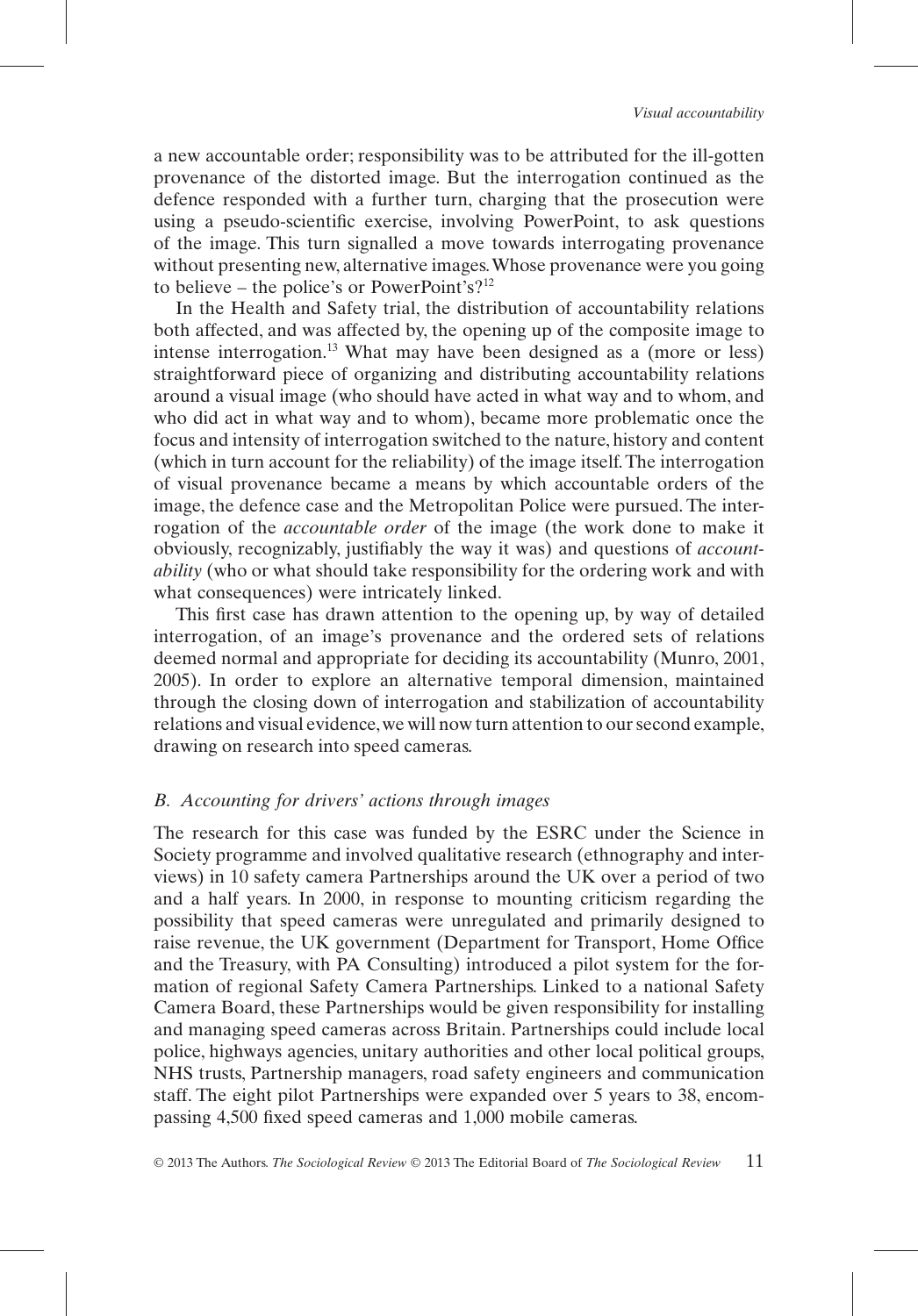a new accountable order; responsibility was to be attributed for the ill-gotten provenance of the distorted image. But the interrogation continued as the defence responded with a further turn, charging that the prosecution were using a pseudo-scientific exercise, involving PowerPoint, to ask questions of the image. This turn signalled a move towards interrogating provenance without presenting new, alternative images. Whose provenance were you going to believe – the police's or PowerPoint's?[12]

In the Health and Safety trial, the distribution of accountability relations both affected, and was affected by, the opening up of the composite image to intense interrogation.[13] What may have been designed as a (more or less) straightforward piece of organizing and distributing accountability relations around a visual image (who should have acted in what way and to whom, and who did act in what way and to whom), became more problematic once the focus and intensity of interrogation switched to the nature, history and content (which in turn account for the reliability) of the image itself. The interrogation of visual provenance became a means by which accountable orders of the image, the defence case and the Metropolitan Police were pursued. The interrogation of the *accountable order* of the image (the work done to make it obviously, recognizably, justifiably the way it was) and questions of *accountability* (who or what should take responsibility for the ordering work and with what consequences) were intricately linked.

This first case has drawn attention to the opening up, by way of detailed interrogation, of an image's provenance and the ordered sets of relations deemed normal and appropriate for deciding its accountability (Munro, 2001, 2005). In order to explore an alternative temporal dimension, maintained through the closing down of interrogation and stabilization of accountability relations and visual evidence, we will now turn attention to our second example, drawing on research into speed cameras.

### *B. Accounting for drivers' actions through images*

The research for this case was funded by the ESRC under the Science in Society programme and involved qualitative research (ethnography and interviews) in 10 safety camera Partnerships around the UK over a period of two and a half years. In 2000, in response to mounting criticism regarding the possibility that speed cameras were unregulated and primarily designed to raise revenue, the UK government (Department for Transport, Home Office and the Treasury, with PA Consulting) introduced a pilot system for the formation of regional Safety Camera Partnerships. Linked to a national Safety Camera Board, these Partnerships would be given responsibility for installing and managing speed cameras across Britain. Partnerships could include local police, highways agencies, unitary authorities and other local political groups, NHS trusts, Partnership managers, road safety engineers and communication staff. The eight pilot Partnerships were expanded over 5 years to 38, encompassing 4,500 fixed speed cameras and 1,000 mobile cameras.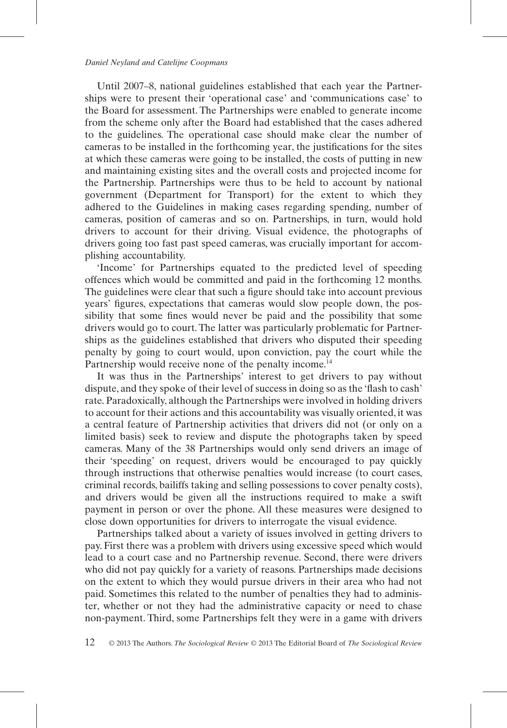Until 2007–8, national guidelines established that each year the Partnerships were to present their 'operational case' and 'communications case' to the Board for assessment. The Partnerships were enabled to generate income from the scheme only after the Board had established that the cases adhered to the guidelines. The operational case should make clear the number of cameras to be installed in the forthcoming year, the justifications for the sites at which these cameras were going to be installed, the costs of putting in new and maintaining existing sites and the overall costs and projected income for the Partnership. Partnerships were thus to be held to account by national government (Department for Transport) for the extent to which they adhered to the Guidelines in making cases regarding spending, number of cameras, position of cameras and so on. Partnerships, in turn, would hold drivers to account for their driving. Visual evidence, the photographs of drivers going too fast past speed cameras, was crucially important for accomplishing accountability.

'Income' for Partnerships equated to the predicted level of speeding offences which would be committed and paid in the forthcoming 12 months. The guidelines were clear that such a figure should take into account previous years' figures, expectations that cameras would slow people down, the possibility that some fines would never be paid and the possibility that some drivers would go to court. The latter was particularly problematic for Partnerships as the guidelines established that drivers who disputed their speeding penalty by going to court would, upon conviction, pay the court while the Partnership would receive none of the penalty income.[14]

It was thus in the Partnerships' interest to get drivers to pay without dispute, and they spoke of their level of success in doing so as the 'flash to cash' rate. Paradoxically, although the Partnerships were involved in holding drivers to account for their actions and this accountability was visually oriented, it was a central feature of Partnership activities that drivers did not (or only on a limited basis) seek to review and dispute the photographs taken by speed cameras. Many of the 38 Partnerships would only send drivers an image of their 'speeding' on request, drivers would be encouraged to pay quickly through instructions that otherwise penalties would increase (to court cases, criminal records, bailiffs taking and selling possessions to cover penalty costs), and drivers would be given all the instructions required to make a swift payment in person or over the phone. All these measures were designed to close down opportunities for drivers to interrogate the visual evidence.

Partnerships talked about a variety of issues involved in getting drivers to pay. First there was a problem with drivers using excessive speed which would lead to a court case and no Partnership revenue. Second, there were drivers who did not pay quickly for a variety of reasons. Partnerships made decisions on the extent to which they would pursue drivers in their area who had not paid. Sometimes this related to the number of penalties they had to administer, whether or not they had the administrative capacity or need to chase non-payment. Third, some Partnerships felt they were in a game with drivers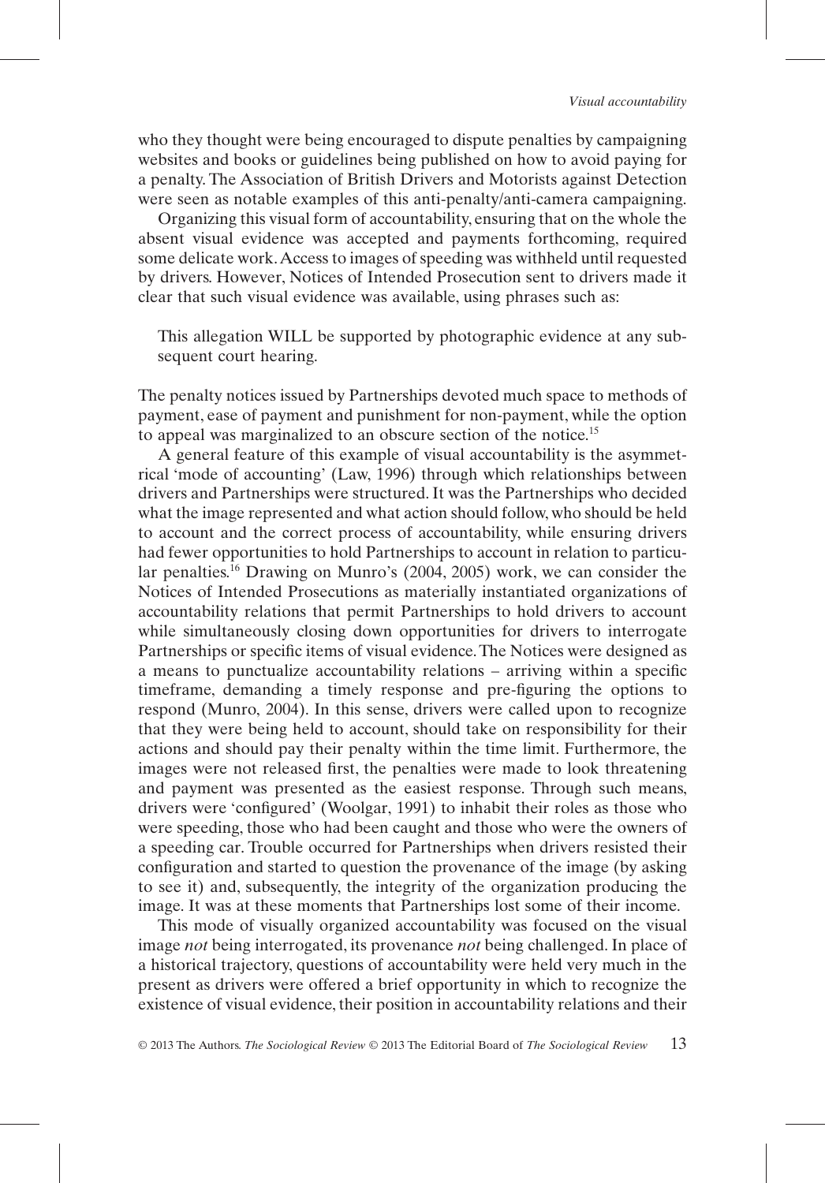who they thought were being encouraged to dispute penalties by campaigning websites and books or guidelines being published on how to avoid paying for a penalty. The Association of British Drivers and Motorists against Detection were seen as notable examples of this anti-penalty/anti-camera campaigning.

Organizing this visual form of accountability, ensuring that on the whole the absent visual evidence was accepted and payments forthcoming, required some delicate work. Access to images of speeding was withheld until requested by drivers. However, Notices of Intended Prosecution sent to drivers made it clear that such visual evidence was available, using phrases such as:

> This allegation WILL be supported by photographic evidence at any subsequent court hearing.

The penalty notices issued by Partnerships devoted much space to methods of payment, ease of payment and punishment for non-payment, while the option to appeal was marginalized to an obscure section of the notice.[15]

A general feature of this example of visual accountability is the asymmetrical 'mode of accounting' (Law, 1996) through which relationships between drivers and Partnerships were structured. It was the Partnerships who decided what the image represented and what action should follow, who should be held to account and the correct process of accountability, while ensuring drivers had fewer opportunities to hold Partnerships to account in relation to particular penalties.[16] Drawing on Munro's (2004, 2005) work, we can consider the Notices of Intended Prosecutions as materially instantiated organizations of accountability relations that permit Partnerships to hold drivers to account while simultaneously closing down opportunities for drivers to interrogate Partnerships or specific items of visual evidence. The Notices were designed as a means to punctualize accountability relations – arriving within a specific timeframe, demanding a timely response and pre-figuring the options to respond (Munro, 2004). In this sense, drivers were called upon to recognize that they were being held to account, should take on responsibility for their actions and should pay their penalty within the time limit. Furthermore, the images were not released first, the penalties were made to look threatening and payment was presented as the easiest response. Through such means, drivers were 'configured' (Woolgar, 1991) to inhabit their roles as those who were speeding, those who had been caught and those who were the owners of a speeding car. Trouble occurred for Partnerships when drivers resisted their configuration and started to question the provenance of the image (by asking to see it) and, subsequently, the integrity of the organization producing the image. It was at these moments that Partnerships lost some of their income.

This mode of visually organized accountability was focused on the visual image *not* being interrogated, its provenance *not* being challenged. In place of a historical trajectory, questions of accountability were held very much in the present as drivers were offered a brief opportunity in which to recognize the existence of visual evidence, their position in accountability relations and their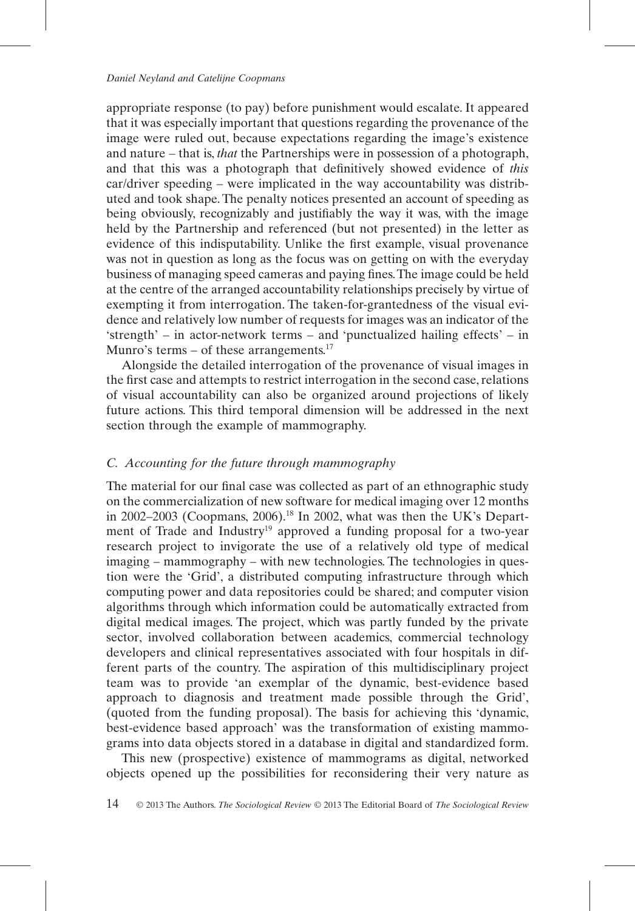appropriate response (to pay) before punishment would escalate. It appeared that it was especially important that questions regarding the provenance of the image were ruled out, because expectations regarding the image's existence and nature – that is, *that* the Partnerships were in possession of a photograph, and that this was a photograph that definitively showed evidence of *this* car/driver speeding – were implicated in the way accountability was distributed and took shape. The penalty notices presented an account of speeding as being obviously, recognizably and justifiably the way it was, with the image held by the Partnership and referenced (but not presented) in the letter as evidence of this indisputability. Unlike the first example, visual provenance was not in question as long as the focus was on getting on with the everyday business of managing speed cameras and paying fines. The image could be held at the centre of the arranged accountability relationships precisely by virtue of exempting it from interrogation. The taken-for-grantedness of the visual evidence and relatively low number of requests for images was an indicator of the 'strength' – in actor-network terms – and 'punctualized hailing effects' – in Munro's terms – of these arrangements.[17]

Alongside the detailed interrogation of the provenance of visual images in the first case and attempts to restrict interrogation in the second case, relations of visual accountability can also be organized around projections of likely future actions. This third temporal dimension will be addressed in the next section through the example of mammography.

### *C. Accounting for the future through mammography*

The material for our final case was collected as part of an ethnographic study on the commercialization of new software for medical imaging over 12 months in 2002–2003 (Coopmans, 2006).[18] In 2002, what was then the UK's Department of Trade and Industry[19] approved a funding proposal for a two-year research project to invigorate the use of a relatively old type of medical imaging – mammography – with new technologies. The technologies in question were the 'Grid', a distributed computing infrastructure through which computing power and data repositories could be shared; and computer vision algorithms through which information could be automatically extracted from digital medical images. The project, which was partly funded by the private sector, involved collaboration between academics, commercial technology developers and clinical representatives associated with four hospitals in different parts of the country. The aspiration of this multidisciplinary project team was to provide 'an exemplar of the dynamic, best-evidence based approach to diagnosis and treatment made possible through the Grid', (quoted from the funding proposal). The basis for achieving this 'dynamic, best-evidence based approach' was the transformation of existing mammograms into data objects stored in a database in digital and standardized form.

This new (prospective) existence of mammograms as digital, networked objects opened up the possibilities for reconsidering their very nature as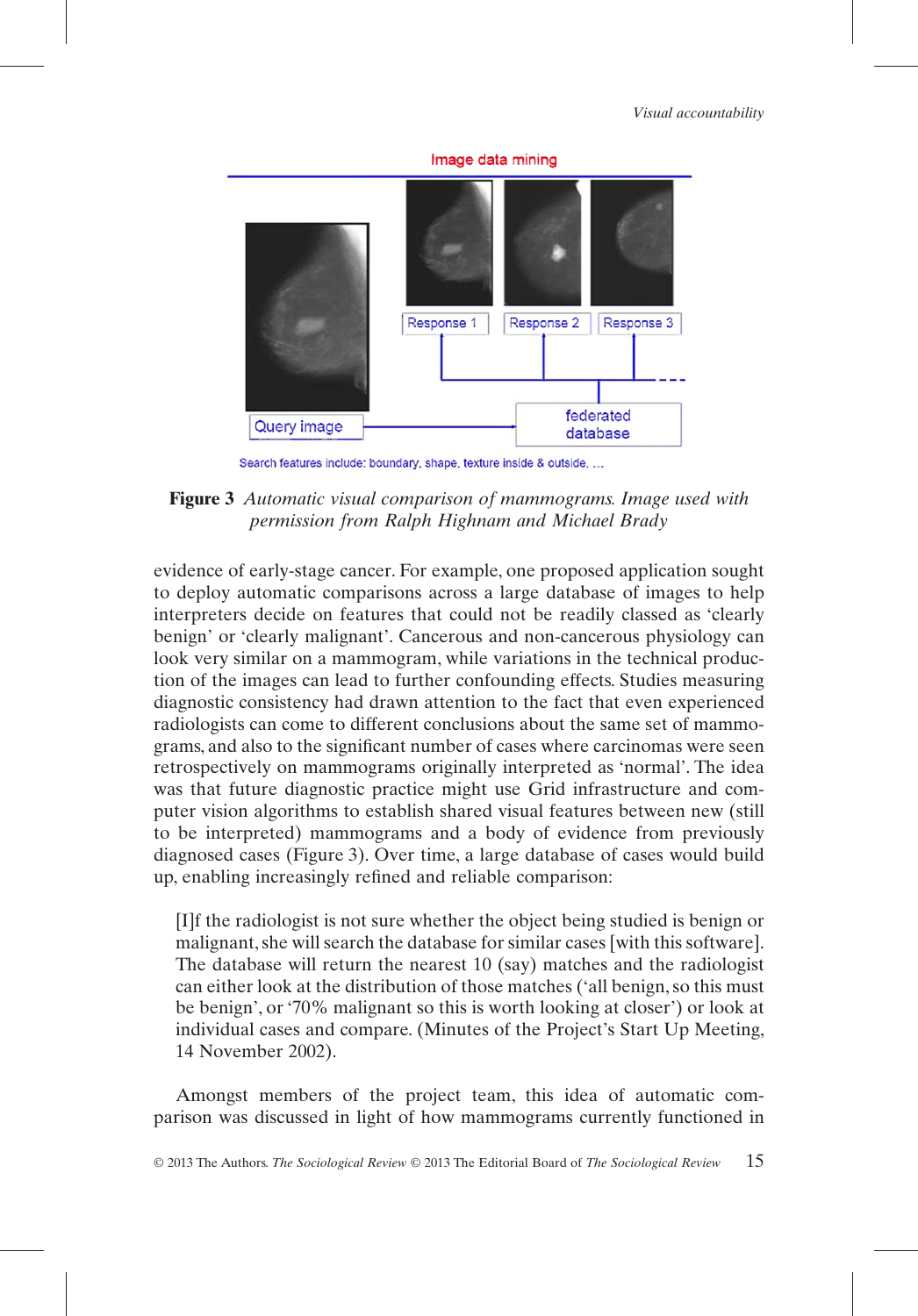**Figure 3** *Automatic visual comparison of mammograms. Image used with permission from Ralph Highnam and Michael Brady*

evidence of early-stage cancer. For example, one proposed application sought to deploy automatic comparisons across a large database of images to help interpreters decide on features that could not be readily classed as 'clearly benign' or 'clearly malignant'. Cancerous and non-cancerous physiology can look very similar on a mammogram, while variations in the technical production of the images can lead to further confounding effects. Studies measuring diagnostic consistency had drawn attention to the fact that even experienced radiologists can come to different conclusions about the same set of mammograms, and also to the significant number of cases where carcinomas were seen retrospectively on mammograms originally interpreted as 'normal'. The idea was that future diagnostic practice might use Grid infrastructure and computer vision algorithms to establish shared visual features between new (still to be interpreted) mammograms and a body of evidence from previously diagnosed cases (Figure 3). Over time, a large database of cases would build up, enabling increasingly refined and reliable comparison:

> [I]f the radiologist is not sure whether the object being studied is benign or malignant, she will search the database for similar cases [with this software]. The database will return the nearest 10 (say) matches and the radiologist can either look at the distribution of those matches ('all benign, so this must be benign', or '70% malignant so this is worth looking at closer') or look at individual cases and compare. (Minutes of the Project's Start Up Meeting, 14 November 2002).

Amongst members of the project team, this idea of automatic comparison was discussed in light of how mammograms currently functioned in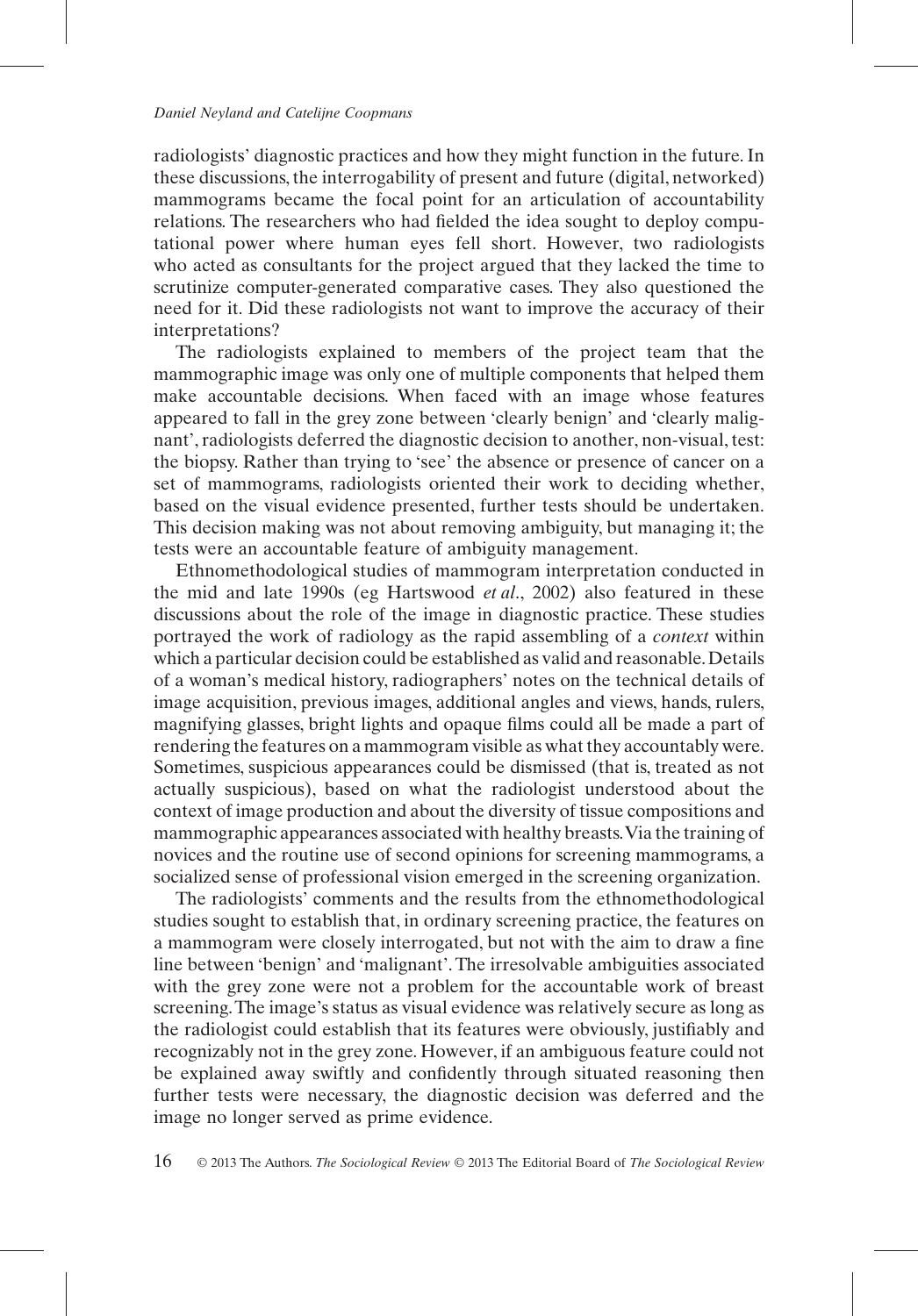radiologists' diagnostic practices and how they might function in the future. In these discussions, the interrogability of present and future (digital, networked) mammograms became the focal point for an articulation of accountability relations. The researchers who had fielded the idea sought to deploy computational power where human eyes fell short. However, two radiologists who acted as consultants for the project argued that they lacked the time to scrutinize computer-generated comparative cases. They also questioned the need for it. Did these radiologists not want to improve the accuracy of their interpretations?

The radiologists explained to members of the project team that the mammographic image was only one of multiple components that helped them make accountable decisions. When faced with an image whose features appeared to fall in the grey zone between 'clearly benign' and 'clearly malignant', radiologists deferred the diagnostic decision to another, non-visual, test: the biopsy. Rather than trying to 'see' the absence or presence of cancer on a set of mammograms, radiologists oriented their work to deciding whether, based on the visual evidence presented, further tests should be undertaken. This decision making was not about removing ambiguity, but managing it; the tests were an accountable feature of ambiguity management.

Ethnomethodological studies of mammogram interpretation conducted in the mid and late 1990s (eg Hartswood *et al*., 2002) also featured in these discussions about the role of the image in diagnostic practice. These studies portrayed the work of radiology as the rapid assembling of a *context* within which a particular decision could be established as valid and reasonable. Details of a woman's medical history, radiographers' notes on the technical details of image acquisition, previous images, additional angles and views, hands, rulers, magnifying glasses, bright lights and opaque films could all be made a part of rendering the features on a mammogram visible as what they accountably were. Sometimes, suspicious appearances could be dismissed (that is, treated as not actually suspicious), based on what the radiologist understood about the context of image production and about the diversity of tissue compositions and mammographic appearances associated with healthy breasts. Via the training of novices and the routine use of second opinions for screening mammograms, a socialized sense of professional vision emerged in the screening organization.

The radiologists' comments and the results from the ethnomethodological studies sought to establish that, in ordinary screening practice, the features on a mammogram were closely interrogated, but not with the aim to draw a fine line between 'benign' and 'malignant'. The irresolvable ambiguities associated with the grey zone were not a problem for the accountable work of breast screening. The image's status as visual evidence was relatively secure as long as the radiologist could establish that its features were obviously, justifiably and recognizably not in the grey zone. However, if an ambiguous feature could not be explained away swiftly and confidently through situated reasoning then further tests were necessary, the diagnostic decision was deferred and the image no longer served as prime evidence.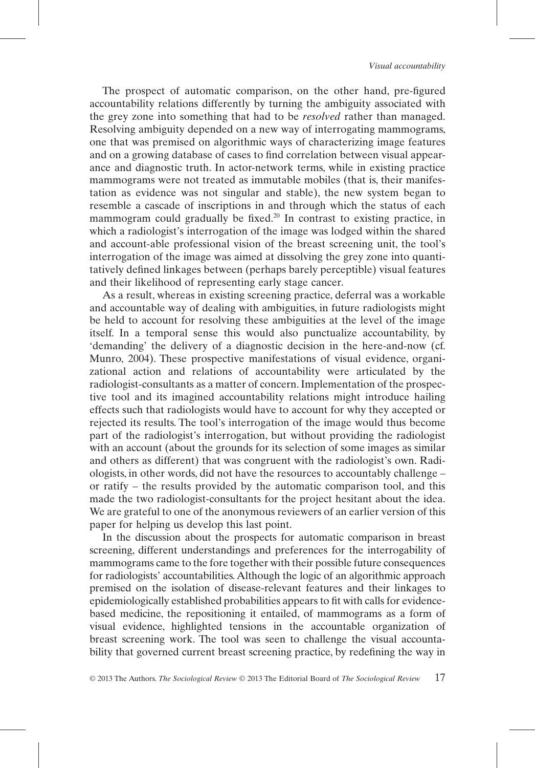The prospect of automatic comparison, on the other hand, pre-figured accountability relations differently by turning the ambiguity associated with the grey zone into something that had to be *resolved* rather than managed. Resolving ambiguity depended on a new way of interrogating mammograms, one that was premised on algorithmic ways of characterizing image features and on a growing database of cases to find correlation between visual appearance and diagnostic truth. In actor-network terms, while in existing practice mammograms were not treated as immutable mobiles (that is, their manifestation as evidence was not singular and stable), the new system began to resemble a cascade of inscriptions in and through which the status of each mammogram could gradually be fixed.[20] In contrast to existing practice, in which a radiologist's interrogation of the image was lodged within the shared and account-able professional vision of the breast screening unit, the tool's interrogation of the image was aimed at dissolving the grey zone into quantitatively defined linkages between (perhaps barely perceptible) visual features and their likelihood of representing early stage cancer.

As a result, whereas in existing screening practice, deferral was a workable and accountable way of dealing with ambiguities, in future radiologists might be held to account for resolving these ambiguities at the level of the image itself. In a temporal sense this would also punctualize accountability, by 'demanding' the delivery of a diagnostic decision in the here-and-now (cf. Munro, 2004). These prospective manifestations of visual evidence, organizational action and relations of accountability were articulated by the radiologist-consultants as a matter of concern. Implementation of the prospective tool and its imagined accountability relations might introduce hailing effects such that radiologists would have to account for why they accepted or rejected its results. The tool's interrogation of the image would thus become part of the radiologist's interrogation, but without providing the radiologist with an account (about the grounds for its selection of some images as similar and others as different) that was congruent with the radiologist's own. Radiologists, in other words, did not have the resources to accountably challenge – or ratify – the results provided by the automatic comparison tool, and this made the two radiologist-consultants for the project hesitant about the idea. We are grateful to one of the anonymous reviewers of an earlier version of this paper for helping us develop this last point.

In the discussion about the prospects for automatic comparison in breast screening, different understandings and preferences for the interrogability of mammograms came to the fore together with their possible future consequences for radiologists' accountabilities. Although the logic of an algorithmic approach premised on the isolation of disease-relevant features and their linkages to epidemiologically established probabilities appears to fit with calls for evidence-based medicine, the repositioning it entailed, of mammograms as a form of visual evidence, highlighted tensions in the accountable organization of breast screening work. The tool was seen to challenge the visual accountability that governed current breast screening practice, by redefining the way in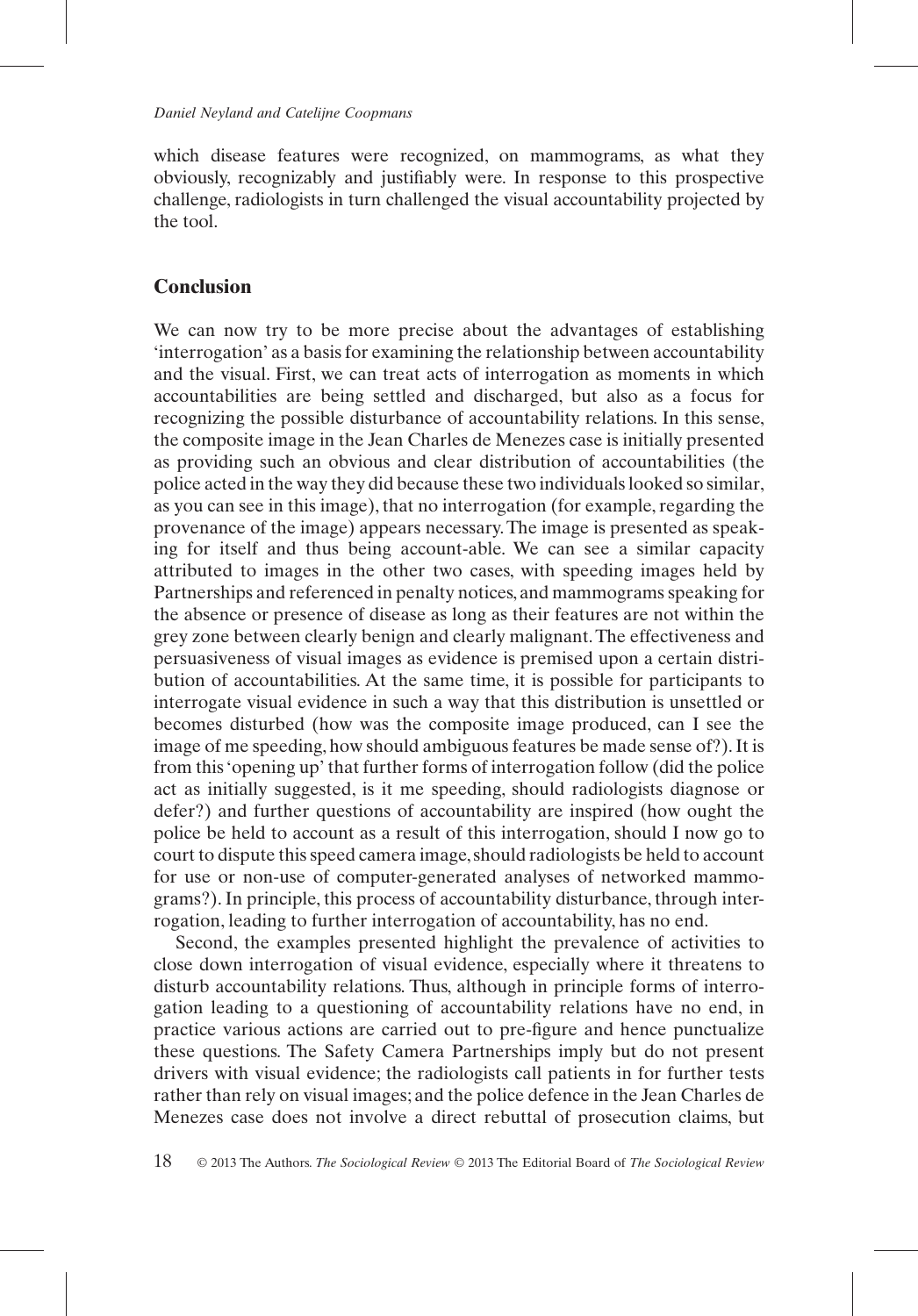which disease features were recognized, on mammograms, as what they obviously, recognizably and justifiably were. In response to this prospective challenge, radiologists in turn challenged the visual accountability projected by the tool.

## Conclusion

We can now try to be more precise about the advantages of establishing 'interrogation' as a basis for examining the relationship between accountability and the visual. First, we can treat acts of interrogation as moments in which accountabilities are being settled and discharged, but also as a focus for recognizing the possible disturbance of accountability relations. In this sense, the composite image in the Jean Charles de Menezes case is initially presented as providing such an obvious and clear distribution of accountabilities (the police acted in the way they did because these two individuals looked so similar, as you can see in this image), that no interrogation (for example, regarding the provenance of the image) appears necessary. The image is presented as speaking for itself and thus being account-able. We can see a similar capacity attributed to images in the other two cases, with speeding images held by Partnerships and referenced in penalty notices, and mammograms speaking for the absence or presence of disease as long as their features are not within the grey zone between clearly benign and clearly malignant. The effectiveness and persuasiveness of visual images as evidence is premised upon a certain distribution of accountabilities. At the same time, it is possible for participants to interrogate visual evidence in such a way that this distribution is unsettled or becomes disturbed (how was the composite image produced, can I see the image of me speeding, how should ambiguous features be made sense of?). It is from this 'opening up' that further forms of interrogation follow (did the police act as initially suggested, is it me speeding, should radiologists diagnose or defer?) and further questions of accountability are inspired (how ought the police be held to account as a result of this interrogation, should I now go to court to dispute this speed camera image, should radiologists be held to account for use or non-use of computer-generated analyses of networked mammograms?). In principle, this process of accountability disturbance, through interrogation, leading to further interrogation of accountability, has no end.

Second, the examples presented highlight the prevalence of activities to close down interrogation of visual evidence, especially where it threatens to disturb accountability relations. Thus, although in principle forms of interrogation leading to a questioning of accountability relations have no end, in practice various actions are carried out to pre-figure and hence punctualize these questions. The Safety Camera Partnerships imply but do not present drivers with visual evidence; the radiologists call patients in for further tests rather than rely on visual images; and the police defence in the Jean Charles de Menezes case does not involve a direct rebuttal of prosecution claims, but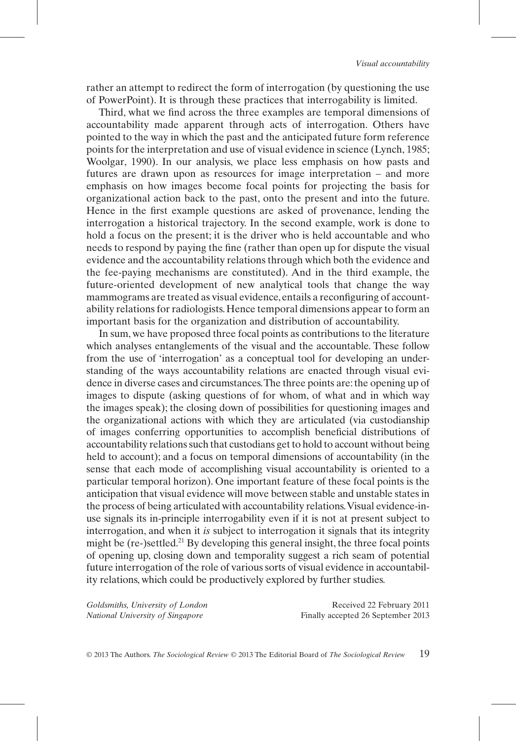rather an attempt to redirect the form of interrogation (by questioning the use of PowerPoint). It is through these practices that interrogability is limited.

Third, what we find across the three examples are temporal dimensions of accountability made apparent through acts of interrogation. Others have pointed to the way in which the past and the anticipated future form reference points for the interpretation and use of visual evidence in science (Lynch, 1985; Woolgar, 1990). In our analysis, we place less emphasis on how pasts and futures are drawn upon as resources for image interpretation – and more emphasis on how images become focal points for projecting the basis for organizational action back to the past, onto the present and into the future. Hence in the first example questions are asked of provenance, lending the interrogation a historical trajectory. In the second example, work is done to hold a focus on the present; it is the driver who is held accountable and who needs to respond by paying the fine (rather than open up for dispute the visual evidence and the accountability relations through which both the evidence and the fee-paying mechanisms are constituted). And in the third example, the future-oriented development of new analytical tools that change the way mammograms are treated as visual evidence, entails a reconfiguring of accountability relations for radiologists. Hence temporal dimensions appear to form an important basis for the organization and distribution of accountability.

In sum, we have proposed three focal points as contributions to the literature which analyses entanglements of the visual and the accountable. These follow from the use of 'interrogation' as a conceptual tool for developing an understanding of the ways accountability relations are enacted through visual evidence in diverse cases and circumstances. The three points are: the opening up of images to dispute (asking questions of for whom, of what and in which way the images speak); the closing down of possibilities for questioning images and the organizational actions with which they are articulated (via custodianship of images conferring opportunities to accomplish beneficial distributions of accountability relations such that custodians get to hold to account without being held to account); and a focus on temporal dimensions of accountability (in the sense that each mode of accomplishing visual accountability is oriented to a particular temporal horizon). One important feature of these focal points is the anticipation that visual evidence will move between stable and unstable states in the process of being articulated with accountability relations. Visual evidence-in-use signals its in-principle interrogability even if it is not at present subject to interrogation, and when it *is* subject to interrogation it signals that its integrity might be (re-)settled.[21] By developing this general insight, the three focal points of opening up, closing down and temporality suggest a rich seam of potential future interrogation of the role of various sorts of visual evidence in accountability relations, which could be productively explored by further studies.

*Goldsmiths, University of London*
*National University of Singapore*

Received 22 February 2011
Finally accepted 26 September 2013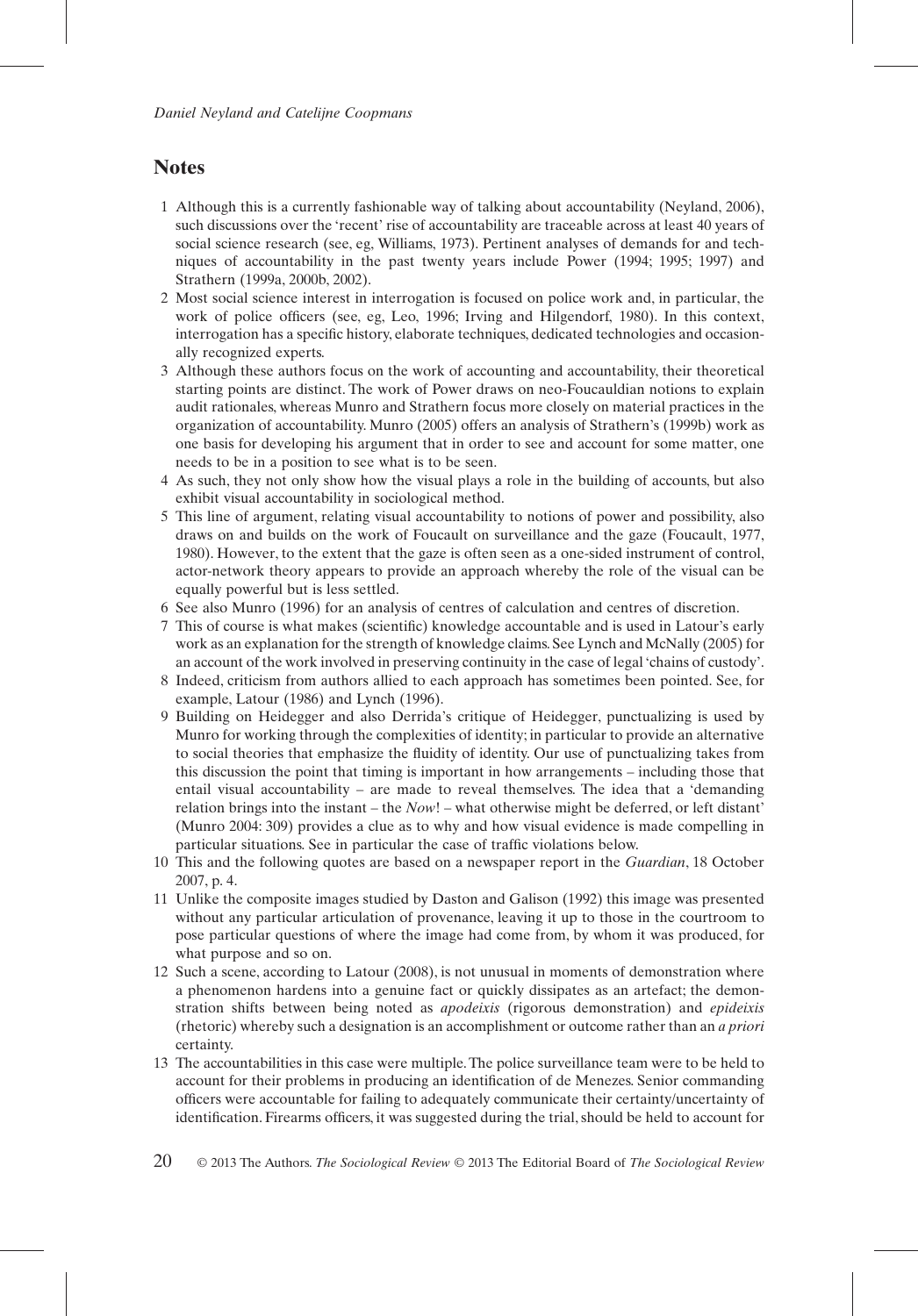## Notes

1 Although this is a currently fashionable way of talking about accountability (Neyland, 2006), such discussions over the 'recent' rise of accountability are traceable across at least 40 years of social science research (see, eg, Williams, 1973). Pertinent analyses of demands for and techniques of accountability in the past twenty years include Power (1994; 1995; 1997) and Strathern (1999a, 2000b, 2002).

2 Most social science interest in interrogation is focused on police work and, in particular, the work of police officers (see, eg, Leo, 1996; Irving and Hilgendorf, 1980). In this context, interrogation has a specific history, elaborate techniques, dedicated technologies and occasionally recognized experts.

3 Although these authors focus on the work of accounting and accountability, their theoretical starting points are distinct. The work of Power draws on neo-Foucauldian notions to explain audit rationales, whereas Munro and Strathern focus more closely on material practices in the organization of accountability. Munro (2005) offers an analysis of Strathern's (1999b) work as one basis for developing his argument that in order to see and account for some matter, one needs to be in a position to see what is to be seen.

4 As such, they not only show how the visual plays a role in the building of accounts, but also exhibit visual accountability in sociological method.

5 This line of argument, relating visual accountability to notions of power and possibility, also draws on and builds on the work of Foucault on surveillance and the gaze (Foucault, 1977, 1980). However, to the extent that the gaze is often seen as a one-sided instrument of control, actor-network theory appears to provide an approach whereby the role of the visual can be equally powerful but is less settled.

6 See also Munro (1996) for an analysis of centres of calculation and centres of discretion.

7 This of course is what makes (scientific) knowledge accountable and is used in Latour's early work as an explanation for the strength of knowledge claims. See Lynch and McNally (2005) for an account of the work involved in preserving continuity in the case of legal 'chains of custody'.

8 Indeed, criticism from authors allied to each approach has sometimes been pointed. See, for example, Latour (1986) and Lynch (1996).

9 Building on Heidegger and also Derrida's critique of Heidegger, punctualizing is used by Munro for working through the complexities of identity; in particular to provide an alternative to social theories that emphasize the fluidity of identity. Our use of punctualizing takes from this discussion the point that timing is important in how arrangements – including those that entail visual accountability – are made to reveal themselves. The idea that a 'demanding relation brings into the instant – the *Now*! – what otherwise might be deferred, or left distant' (Munro 2004: 309) provides a clue as to why and how visual evidence is made compelling in particular situations. See in particular the case of traffic violations below.

10 This and the following quotes are based on a newspaper report in the *Guardian*, 18 October 2007, p. 4.

11 Unlike the composite images studied by Daston and Galison (1992) this image was presented without any particular articulation of provenance, leaving it up to those in the courtroom to pose particular questions of where the image had come from, by whom it was produced, for what purpose and so on.

12 Such a scene, according to Latour (2008), is not unusual in moments of demonstration where a phenomenon hardens into a genuine fact or quickly dissipates as an artefact; the demonstration shifts between being noted as *apodeixis* (rigorous demonstration) and *epideixis* (rhetoric) whereby such a designation is an accomplishment or outcome rather than an *a priori* certainty.

13 The accountabilities in this case were multiple. The police surveillance team were to be held to account for their problems in producing an identification of de Menezes. Senior commanding officers were accountable for failing to adequately communicate their certainty/uncertainty of identification. Firearms officers, it was suggested during the trial, should be held to account for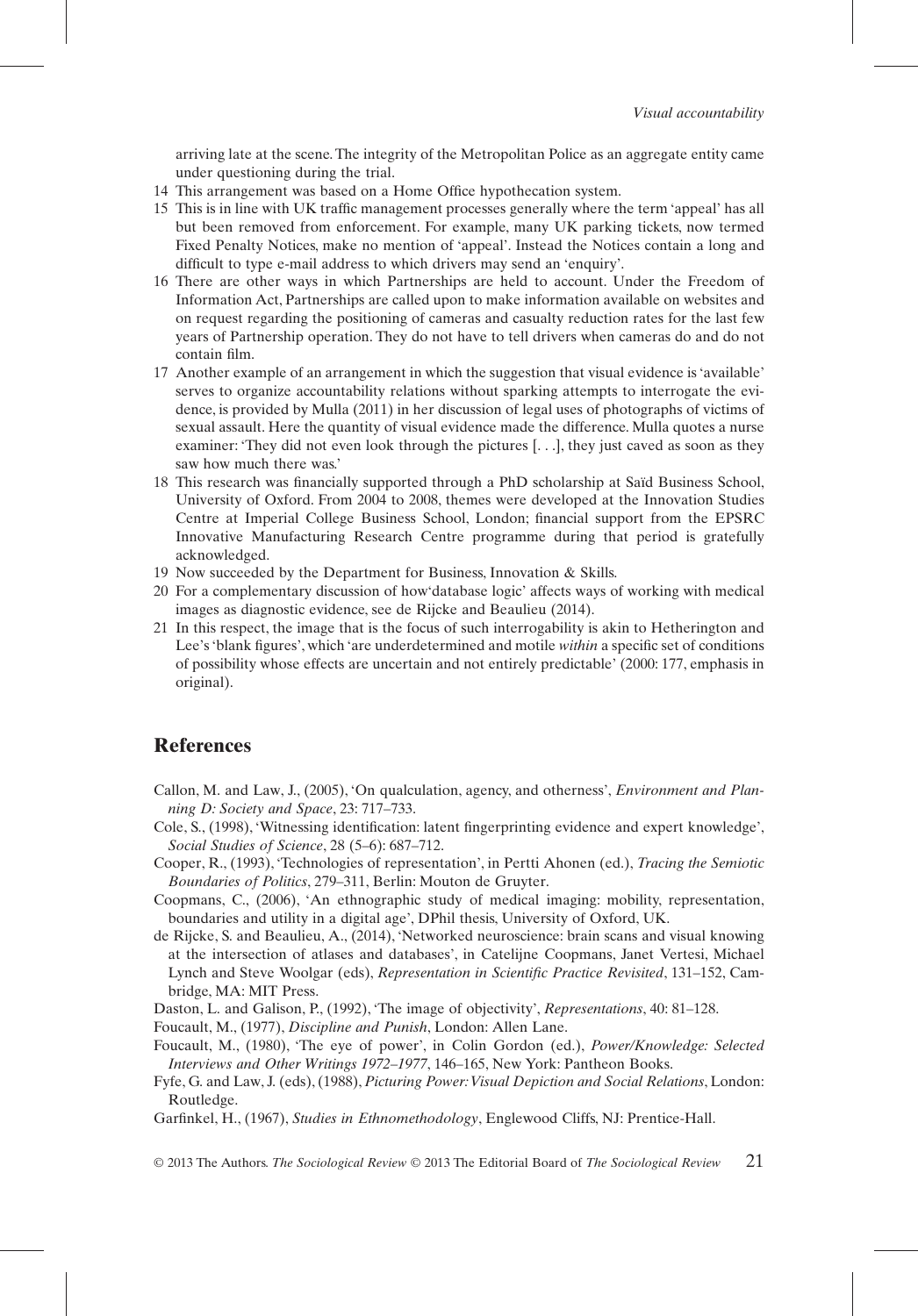arriving late at the scene. The integrity of the Metropolitan Police as an aggregate entity came under questioning during the trial.

14 This arrangement was based on a Home Office hypothecation system.

15 This is in line with UK traffic management processes generally where the term 'appeal' has all but been removed from enforcement. For example, many UK parking tickets, now termed Fixed Penalty Notices, make no mention of 'appeal'. Instead the Notices contain a long and difficult to type e-mail address to which drivers may send an 'enquiry'.

16 There are other ways in which Partnerships are held to account. Under the Freedom of Information Act, Partnerships are called upon to make information available on websites and on request regarding the positioning of cameras and casualty reduction rates for the last few years of Partnership operation. They do not have to tell drivers when cameras do and do not contain film.

17 Another example of an arrangement in which the suggestion that visual evidence is 'available' serves to organize accountability relations without sparking attempts to interrogate the evidence, is provided by Mulla (2011) in her discussion of legal uses of photographs of victims of sexual assault. Here the quantity of visual evidence made the difference. Mulla quotes a nurse examiner: 'They did not even look through the pictures [. . .], they just caved as soon as they saw how much there was.'

18 This research was financially supported through a PhD scholarship at Saïd Business School, University of Oxford. From 2004 to 2008, themes were developed at the Innovation Studies Centre at Imperial College Business School, London; financial support from the EPSRC Innovative Manufacturing Research Centre programme during that period is gratefully acknowledged.

19 Now succeeded by the Department for Business, Innovation & Skills.

20 For a complementary discussion of how'database logic' affects ways of working with medical images as diagnostic evidence, see de Rijcke and Beaulieu (2014).

21 In this respect, the image that is the focus of such interrogability is akin to Hetherington and Lee's 'blank figures', which 'are underdetermined and motile *within* a specific set of conditions of possibility whose effects are uncertain and not entirely predictable' (2000: 177, emphasis in original).

## References

Callon, M. and Law, J., (2005), 'On qualculation, agency, and otherness', *Environment and Planning D: Society and Space*, 23: 717–733.

Cole, S., (1998), 'Witnessing identification: latent fingerprinting evidence and expert knowledge', *Social Studies of Science*, 28 (5–6): 687–712.

Cooper, R., (1993), 'Technologies of representation', in Pertti Ahonen (ed.), *Tracing the Semiotic Boundaries of Politics*, 279–311, Berlin: Mouton de Gruyter.

Coopmans, C., (2006), 'An ethnographic study of medical imaging: mobility, representation, boundaries and utility in a digital age', DPhil thesis, University of Oxford, UK.

de Rijcke, S. and Beaulieu, A., (2014), 'Networked neuroscience: brain scans and visual knowing at the intersection of atlases and databases', in Catelijne Coopmans, Janet Vertesi, Michael Lynch and Steve Woolgar (eds), *Representation in Scientific Practice Revisited*, 131–152, Cambridge, MA: MIT Press.

Daston, L. and Galison, P., (1992), 'The image of objectivity', *Representations*, 40: 81–128.

Foucault, M., (1977), *Discipline and Punish*, London: Allen Lane.

Foucault, M., (1980), 'The eye of power', in Colin Gordon (ed.), *Power/Knowledge: Selected Interviews and Other Writings 1972–1977*, 146–165, New York: Pantheon Books.

Fyfe, G. and Law, J. (eds), (1988), *Picturing Power: Visual Depiction and Social Relations*, London: Routledge.

Garfinkel, H., (1967), *Studies in Ethnomethodology*, Englewood Cliffs, NJ: Prentice-Hall.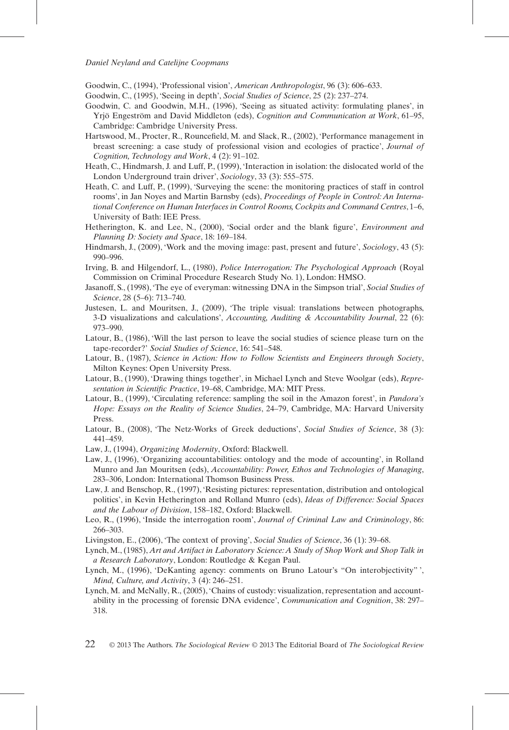Goodwin, C., (1994), 'Professional vision', *American Anthropologist*, 96 (3): 606–633.

Goodwin, C., (1995), 'Seeing in depth', *Social Studies of Science*, 25 (2): 237–274.

Goodwin, C. and Goodwin, M.H., (1996), 'Seeing as situated activity: formulating planes', in Yrjö Engeström and David Middleton (eds), *Cognition and Communication at Work*, 61–95, Cambridge: Cambridge University Press.

Hartswood, M., Procter, R., Rouncefield, M. and Slack, R., (2002), 'Performance management in breast screening: a case study of professional vision and ecologies of practice', *Journal of Cognition, Technology and Work*, 4 (2): 91–102.

Heath, C., Hindmarsh, J. and Luff, P., (1999), 'Interaction in isolation: the dislocated world of the London Underground train driver', *Sociology*, 33 (3): 555–575.

Heath, C. and Luff, P., (1999), 'Surveying the scene: the monitoring practices of staff in control rooms', in Jan Noyes and Martin Barnsby (eds), *Proceedings of People in Control: An International Conference on Human Interfaces in Control Rooms, Cockpits and Command Centres*, 1–6, University of Bath: IEE Press.

Hetherington, K. and Lee, N., (2000), 'Social order and the blank figure', *Environment and Planning D: Society and Space*, 18: 169–184.

Hindmarsh, J., (2009), 'Work and the moving image: past, present and future', *Sociology*, 43 (5): 990–996.

Irving, B. and Hilgendorf, L., (1980), *Police Interrogation: The Psychological Approach* (Royal Commission on Criminal Procedure Research Study No. 1), London: HMSO.

Jasanoff, S., (1998), 'The eye of everyman: witnessing DNA in the Simpson trial', *Social Studies of Science*, 28 (5–6): 713–740.

Justesen, L. and Mouritsen, J., (2009), 'The triple visual: translations between photographs, 3-D visualizations and calculations', *Accounting, Auditing & Accountability Journal*, 22 (6): 973–990.

Latour, B., (1986), 'Will the last person to leave the social studies of science please turn on the tape-recorder?' *Social Studies of Science*, 16: 541–548.

Latour, B., (1987), *Science in Action: How to Follow Scientists and Engineers through Society*, Milton Keynes: Open University Press.

Latour, B., (1990), 'Drawing things together', in Michael Lynch and Steve Woolgar (eds), *Representation in Scientific Practice*, 19–68, Cambridge, MA: MIT Press.

Latour, B., (1999), 'Circulating reference: sampling the soil in the Amazon forest', in *Pandora's Hope: Essays on the Reality of Science Studies*, 24–79, Cambridge, MA: Harvard University Press.

Latour, B., (2008), 'The Netz-Works of Greek deductions', *Social Studies of Science*, 38 (3): 441–459.

Law, J., (1994), *Organizing Modernity*, Oxford: Blackwell.

Law, J., (1996), 'Organizing accountabilities: ontology and the mode of accounting', in Rolland Munro and Jan Mouritsen (eds), *Accountability: Power, Ethos and Technologies of Managing*, 283–306, London: International Thomson Business Press.

Law, J. and Benschop, R., (1997), 'Resisting pictures: representation, distribution and ontological politics', in Kevin Hetherington and Rolland Munro (eds), *Ideas of Difference: Social Spaces and the Labour of Division*, 158–182, Oxford: Blackwell.

Leo, R., (1996), 'Inside the interrogation room', *Journal of Criminal Law and Criminology*, 86: 266–303.

Livingston, E., (2006), 'The context of proving', *Social Studies of Science*, 36 (1): 39–68.

Lynch, M., (1985), *Art and Artifact in Laboratory Science: A Study of Shop Work and Shop Talk in a Research Laboratory*, London: Routledge & Kegan Paul.

Lynch, M., (1996), 'DeKanting agency: comments on Bruno Latour's "On interobjectivity" ', *Mind, Culture, and Activity*, 3 (4): 246–251.

Lynch, M. and McNally, R., (2005), 'Chains of custody: visualization, representation and accountability in the processing of forensic DNA evidence', *Communication and Cognition*, 38: 297–318.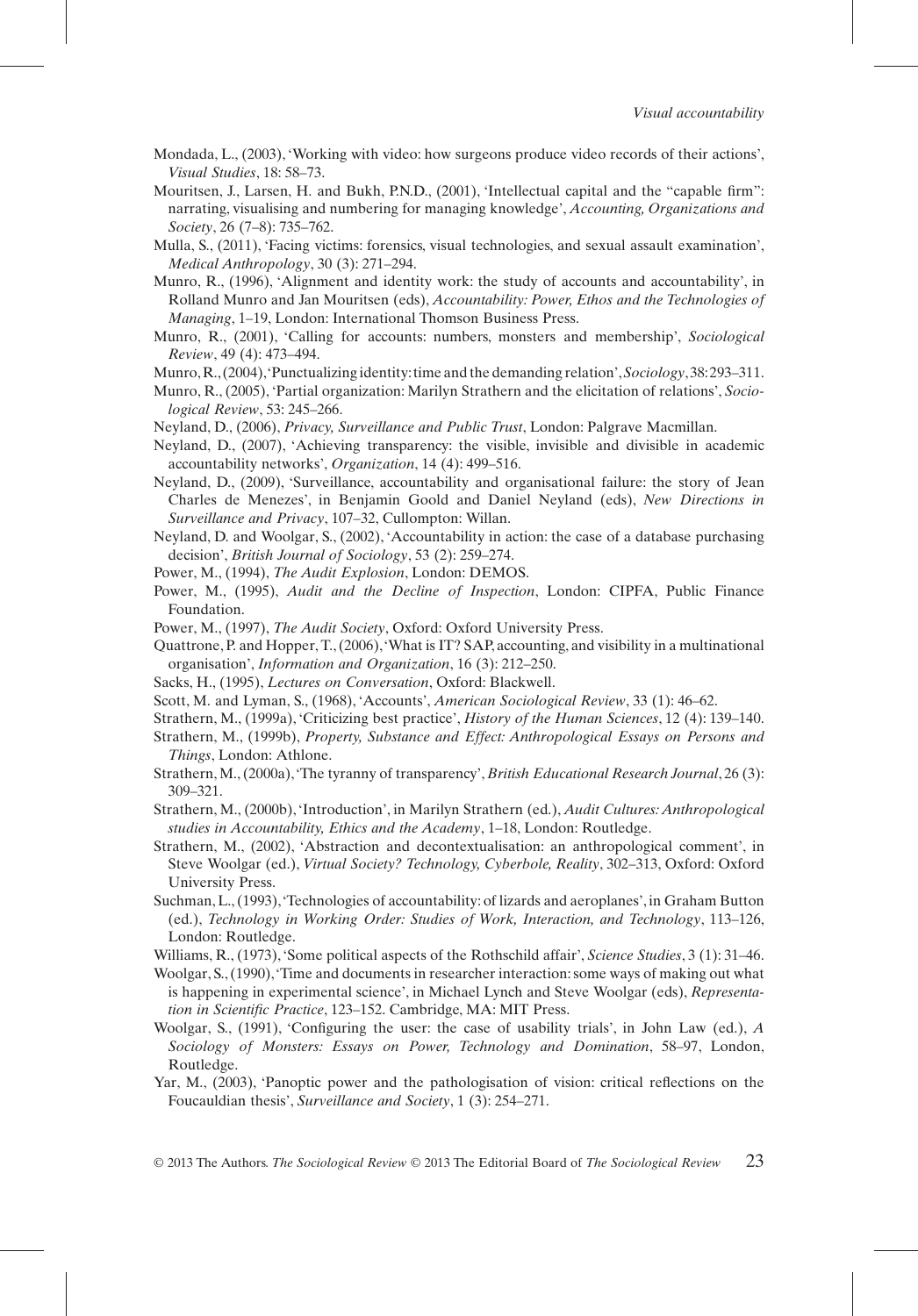Mondada, L., (2003), 'Working with video: how surgeons produce video records of their actions', *Visual Studies*, 18: 58–73.

Mouritsen, J., Larsen, H. and Bukh, P.N.D., (2001), 'Intellectual capital and the "capable firm": narrating, visualising and numbering for managing knowledge', *Accounting, Organizations and Society*, 26 (7–8): 735–762.

Mulla, S., (2011), 'Facing victims: forensics, visual technologies, and sexual assault examination', *Medical Anthropology*, 30 (3): 271–294.

Munro, R., (1996), 'Alignment and identity work: the study of accounts and accountability', in Rolland Munro and Jan Mouritsen (eds), *Accountability: Power, Ethos and the Technologies of Managing*, 1–19, London: International Thomson Business Press.

Munro, R., (2001), 'Calling for accounts: numbers, monsters and membership', *Sociological Review*, 49 (4): 473–494.

Munro, R., (2004), 'Punctualizing identity: time and the demanding relation', *Sociology*, 38: 293–311.

Munro, R., (2005), 'Partial organization: Marilyn Strathern and the elicitation of relations', *Sociological Review*, 53: 245–266.

Neyland, D., (2006), *Privacy, Surveillance and Public Trust*, London: Palgrave Macmillan.

Neyland, D., (2007), 'Achieving transparency: the visible, invisible and divisible in academic accountability networks', *Organization*, 14 (4): 499–516.

Neyland, D., (2009), 'Surveillance, accountability and organisational failure: the story of Jean Charles de Menezes', in Benjamin Goold and Daniel Neyland (eds), *New Directions in Surveillance and Privacy*, 107–32, Cullompton: Willan.

Neyland, D. and Woolgar, S., (2002), 'Accountability in action: the case of a database purchasing decision', *British Journal of Sociology*, 53 (2): 259–274.

Power, M., (1994), *The Audit Explosion*, London: DEMOS.

Power, M., (1995), *Audit and the Decline of Inspection*, London: CIPFA, Public Finance Foundation.

Power, M., (1997), *The Audit Society*, Oxford: Oxford University Press.

Quattrone, P. and Hopper, T., (2006), 'What is IT? SAP, accounting, and visibility in a multinational organisation', *Information and Organization*, 16 (3): 212–250.

Sacks, H., (1995), *Lectures on Conversation*, Oxford: Blackwell.

Scott, M. and Lyman, S., (1968), 'Accounts', *American Sociological Review*, 33 (1): 46–62.

Strathern, M., (1999a), 'Criticizing best practice', *History of the Human Sciences*, 12 (4): 139–140.

Strathern, M., (1999b), *Property, Substance and Effect: Anthropological Essays on Persons and Things*, London: Athlone.

Strathern, M., (2000a), 'The tyranny of transparency', *British Educational Research Journal*, 26 (3): 309–321.

Strathern, M., (2000b), 'Introduction', in Marilyn Strathern (ed.), *Audit Cultures: Anthropological studies in Accountability, Ethics and the Academy*, 1–18, London: Routledge.

Strathern, M., (2002), 'Abstraction and decontextualisation: an anthropological comment', in Steve Woolgar (ed.), *Virtual Society? Technology, Cyberbole, Reality*, 302–313, Oxford: Oxford University Press.

Suchman, L., (1993), 'Technologies of accountability: of lizards and aeroplanes', in Graham Button (ed.), *Technology in Working Order: Studies of Work, Interaction, and Technology*, 113–126, London: Routledge.

Williams, R., (1973), 'Some political aspects of the Rothschild affair', *Science Studies*, 3 (1): 31–46.

Woolgar, S., (1990), 'Time and documents in researcher interaction: some ways of making out what is happening in experimental science', in Michael Lynch and Steve Woolgar (eds), *Representation in Scientific Practice*, 123–152. Cambridge, MA: MIT Press.

Woolgar, S., (1991), 'Configuring the user: the case of usability trials', in John Law (ed.), *A Sociology of Monsters: Essays on Power, Technology and Domination*, 58–97, London, Routledge.

Yar, M., (2003), 'Panoptic power and the pathologisation of vision: critical reflections on the Foucauldian thesis', *Surveillance and Society*, 1 (3): 254–271.